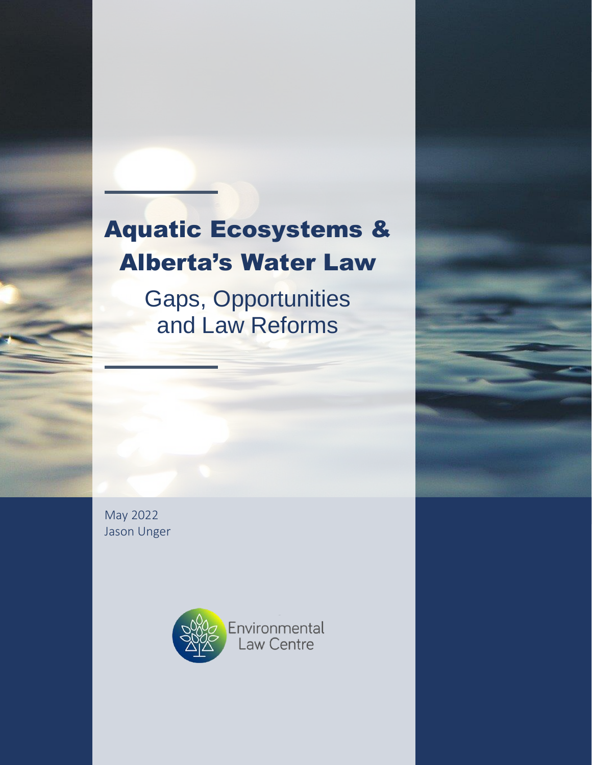# Aquatic Ecosystems & Alberta's Water Law

## Gaps, Opportunities and Law Reforms

May 2022
Jason Unger

Environmental Law Centre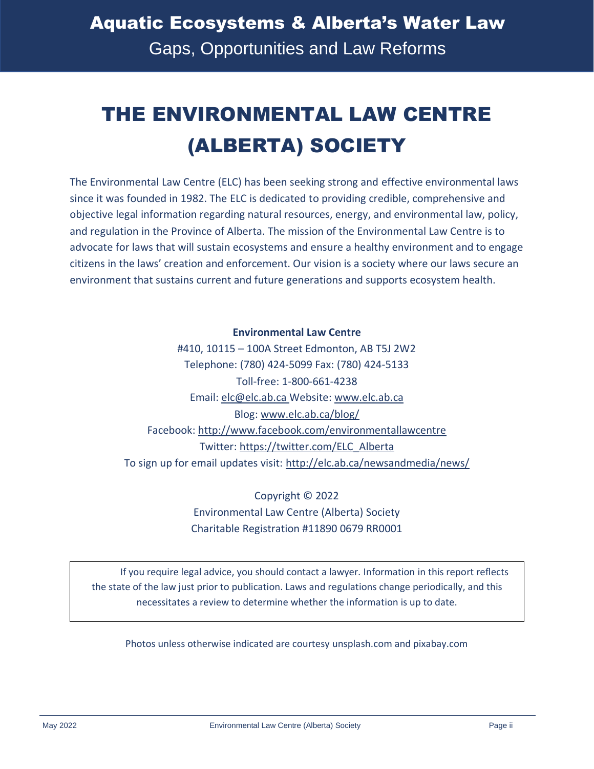# THE ENVIRONMENTAL LAW CENTRE (ALBERTA) SOCIETY

The Environmental Law Centre (ELC) has been seeking strong and effective environmental laws since it was founded in 1982. The ELC is dedicated to providing credible, comprehensive and objective legal information regarding natural resources, energy, and environmental law, policy, and regulation in the Province of Alberta. The mission of the Environmental Law Centre is to advocate for laws that will sustain ecosystems and ensure a healthy environment and to engage citizens in the laws' creation and enforcement. Our vision is a society where our laws secure an environment that sustains current and future generations and supports ecosystem health.

**Environmental Law Centre**
#410, 10115 – 100A Street Edmonton, AB T5J 2W2
Telephone: (780) 424-5099 Fax: (780) 424-5133
Toll-free: 1-800-661-4238
Email: elc@elc.ab.ca Website: www.elc.ab.ca
Blog: www.elc.ab.ca/blog/
Facebook: http://www.facebook.com/environmentallawcentre
Twitter: https://twitter.com/ELC_Alberta
To sign up for email updates visit: http://elc.ab.ca/newsandmedia/news/

Copyright © 2022
Environmental Law Centre (Alberta) Society
Charitable Registration #11890 0679 RR0001

> If you require legal advice, you should contact a lawyer. Information in this report reflects the state of the law just prior to publication. Laws and regulations change periodically, and this necessitates a review to determine whether the information is up to date.

Photos unless otherwise indicated are courtesy unsplash.com and pixabay.com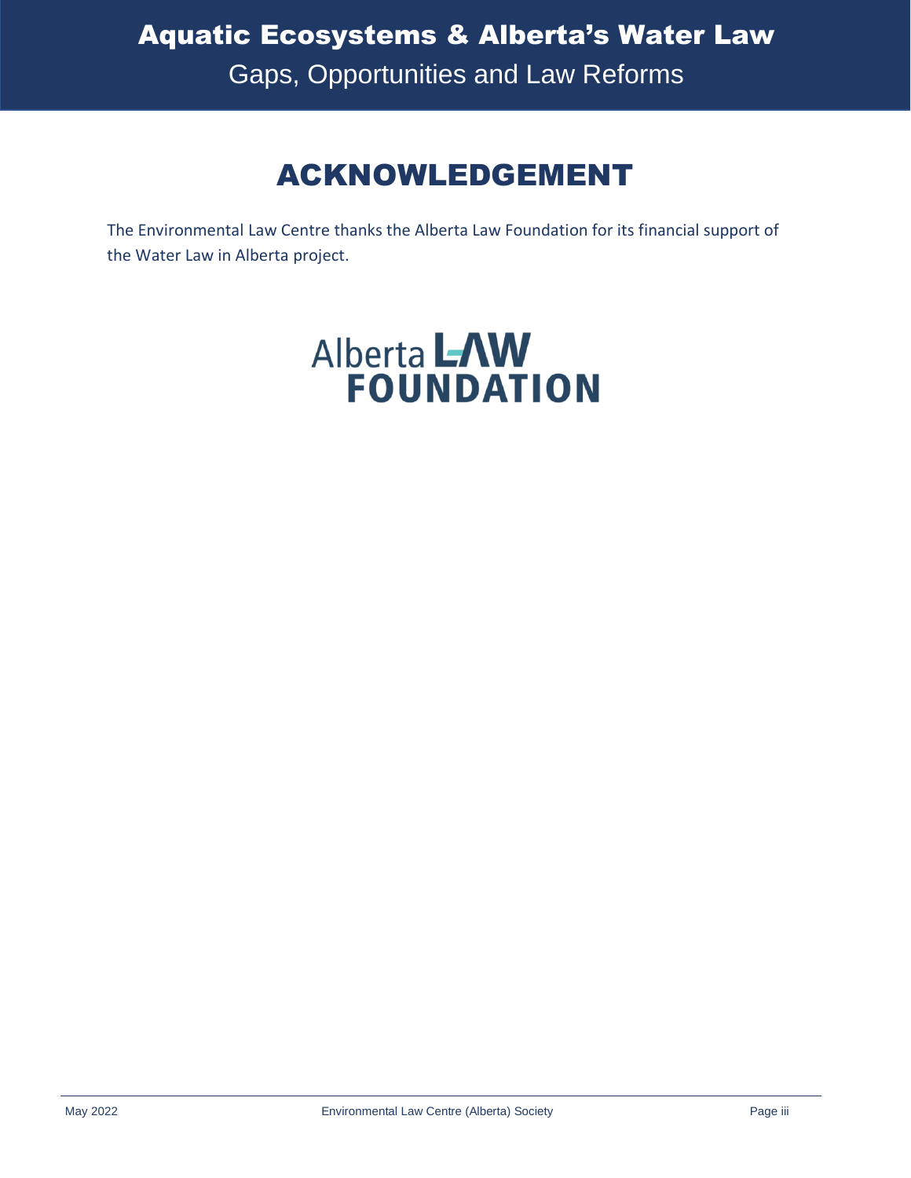# ACKNOWLEDGEMENT

The Environmental Law Centre thanks the Alberta Law Foundation for its financial support of the Water Law in Alberta project.

Alberta LAW FOUNDATION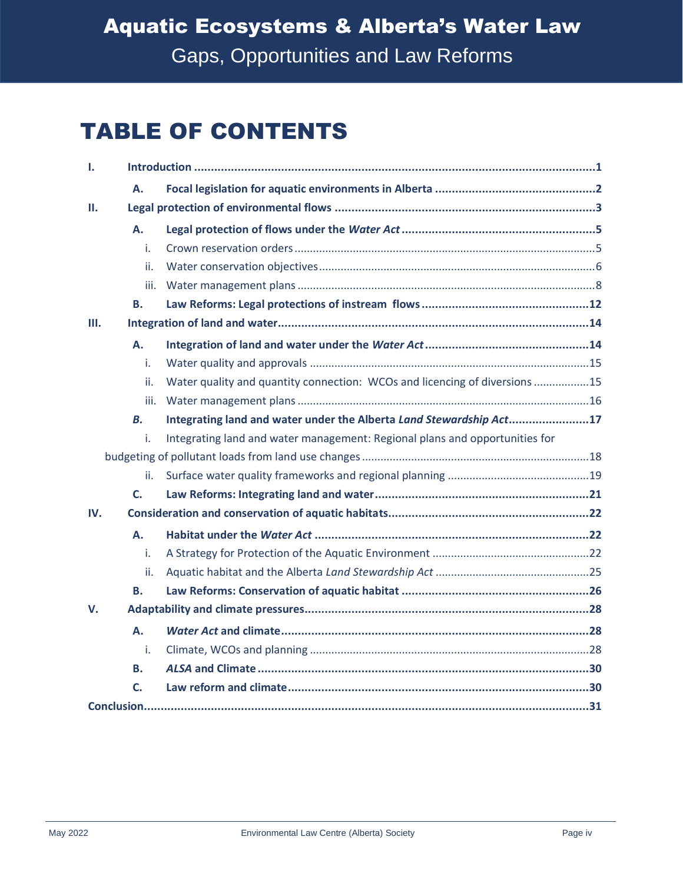# TABLE OF CONTENTS

- **I. Introduction** ....... **1**
  - **A. Focal legislation for aquatic environments in Alberta** ....... **2**
- **II. Legal protection of environmental flows** ....... **3**
  - **A. Legal protection of flows under the *Water Act*** ....... **5**
    - i. Crown reservation orders ....... 5
    - ii. Water conservation objectives ....... 6
    - iii. Water management plans ....... 8
  - **B. Law Reforms: Legal protections of instream flows** ....... **12**
- **III. Integration of land and water** ....... **14**
  - **A. Integration of land and water under the *Water Act*** ....... **14**
    - i. Water quality and approvals ....... 15
    - ii. Water quality and quantity connection: WCOs and licencing of diversions ....... 15
    - iii. Water management plans ....... 16
  - ***B.* Integrating land and water under the Alberta *Land Stewardship Act*** ....... **17**
    - i. Integrating land and water management: Regional plans and opportunities for budgeting of pollutant loads from land use changes ....... 18
    - ii. Surface water quality frameworks and regional planning ....... 19
  - **C. Law Reforms: Integrating land and water** ....... **21**
- **IV. Consideration and conservation of aquatic habitats** ....... **22**
  - **A. Habitat under the *Water Act*** ....... **22**
    - i. A Strategy for Protection of the Aquatic Environment ....... 22
    - ii. Aquatic habitat and the Alberta *Land Stewardship Act* ....... 25
  - **B. Law Reforms: Conservation of aquatic habitat** ....... **26**
- **V. Adaptability and climate pressures** ....... **28**
  - **A. *Water Act* and climate** ....... **28**
    - i. Climate, WCOs and planning ....... 28
  - **B. *ALSA* and Climate** ....... **30**
  - **C. Law reform and climate** ....... **30**
- **Conclusion** ....... **31**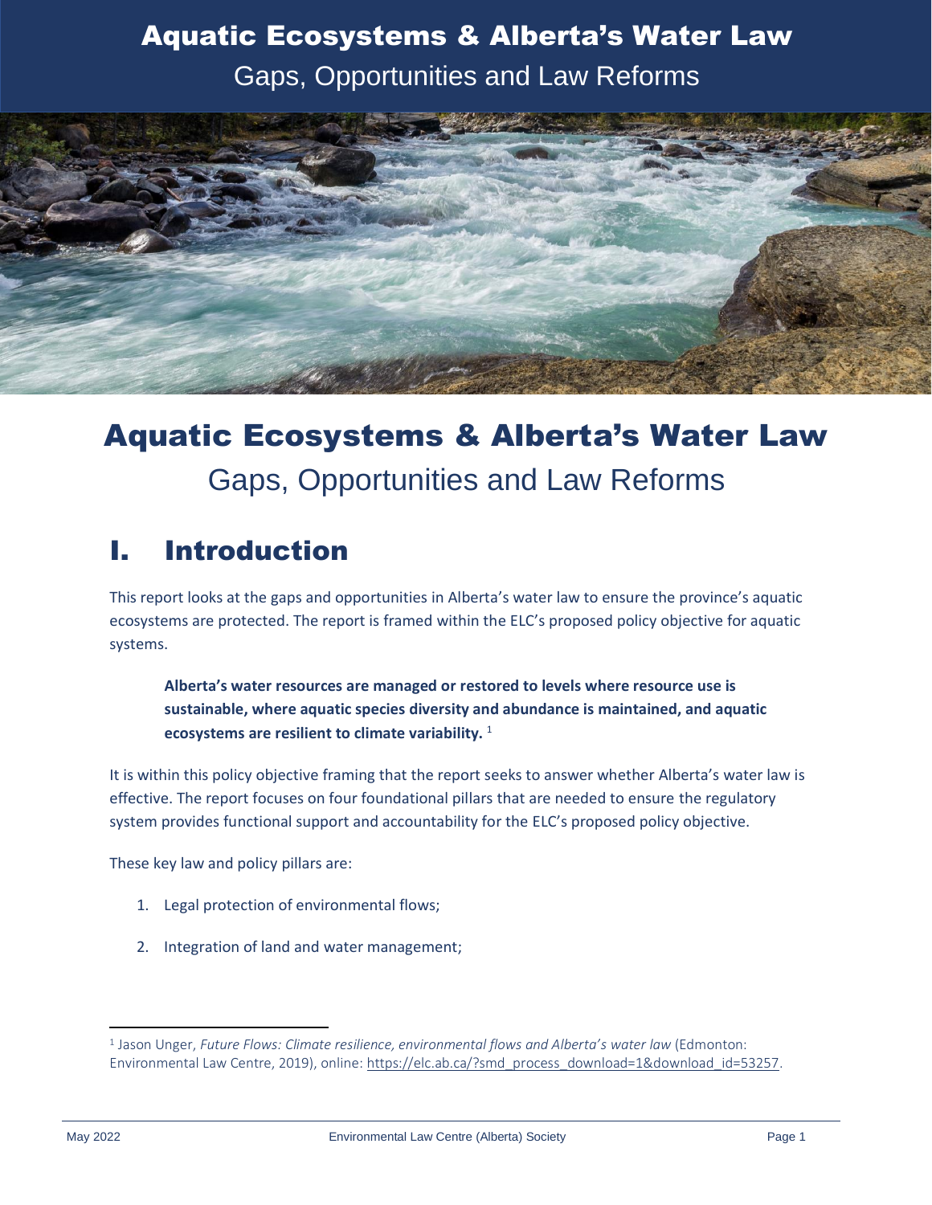# Aquatic Ecosystems & Alberta's Water Law

## Gaps, Opportunities and Law Reforms

# Aquatic Ecosystems & Alberta's Water Law

## Gaps, Opportunities and Law Reforms

# I. Introduction

This report looks at the gaps and opportunities in Alberta's water law to ensure the province's aquatic ecosystems are protected. The report is framed within the ELC's proposed policy objective for aquatic systems.

> **Alberta's water resources are managed or restored to levels where resource use is sustainable, where aquatic species diversity and abundance is maintained, and aquatic ecosystems are resilient to climate variability.** [1]

It is within this policy objective framing that the report seeks to answer whether Alberta's water law is effective. The report focuses on four foundational pillars that are needed to ensure the regulatory system provides functional support and accountability for the ELC's proposed policy objective.

These key law and policy pillars are:

1. Legal protection of environmental flows;
2. Integration of land and water management;

---

[1] Jason Unger, *Future Flows: Climate resilience, environmental flows and Alberta's water law* (Edmonton: Environmental Law Centre, 2019), online: https://elc.ab.ca/?smd_process_download=1&download_id=53257.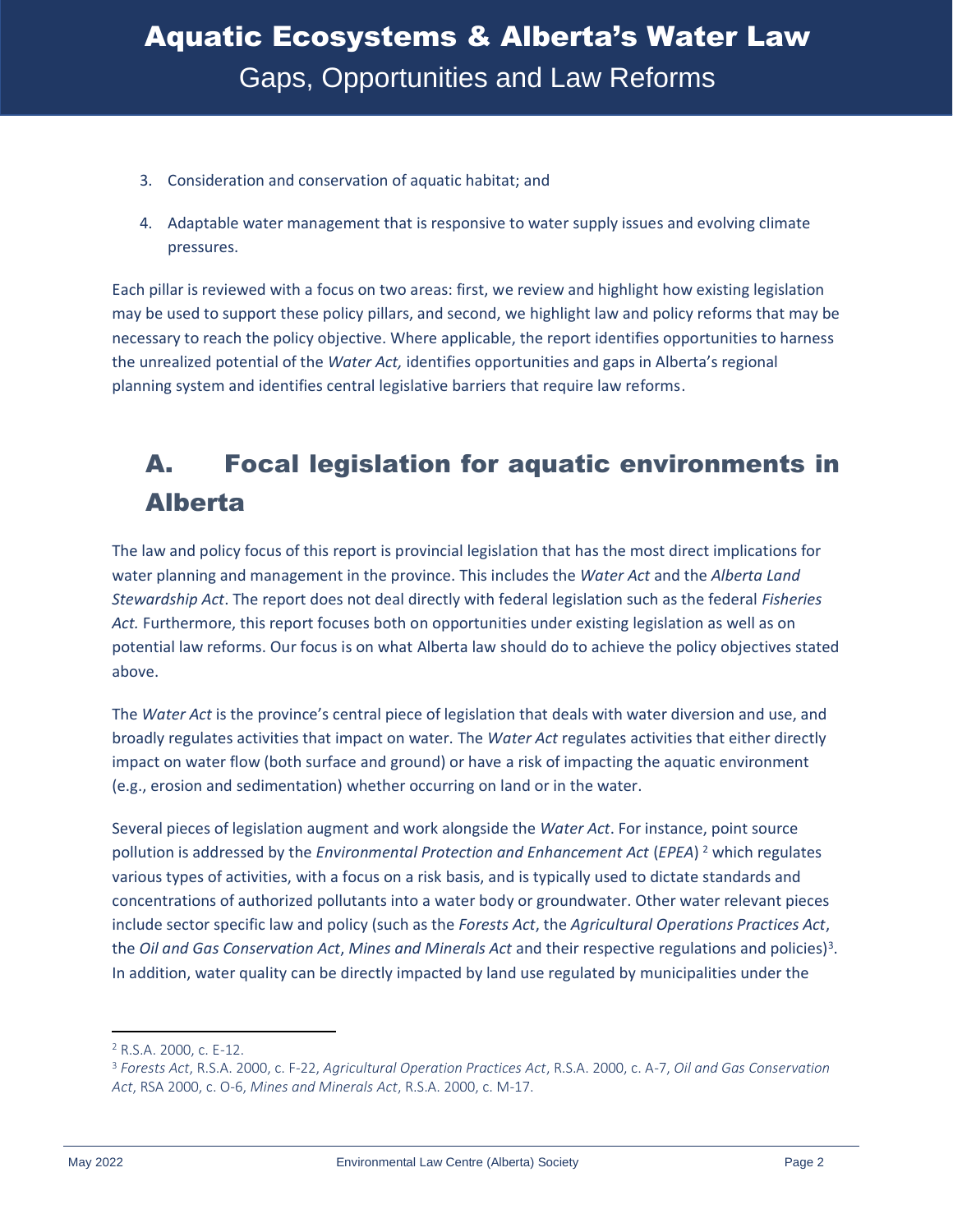3. Consideration and conservation of aquatic habitat; and
4. Adaptable water management that is responsive to water supply issues and evolving climate pressures.

Each pillar is reviewed with a focus on two areas: first, we review and highlight how existing legislation may be used to support these policy pillars, and second, we highlight law and policy reforms that may be necessary to reach the policy objective. Where applicable, the report identifies opportunities to harness the unrealized potential of the *Water Act,* identifies opportunities and gaps in Alberta's regional planning system and identifies central legislative barriers that require law reforms.

# A. Focal legislation for aquatic environments in Alberta

The law and policy focus of this report is provincial legislation that has the most direct implications for water planning and management in the province. This includes the *Water Act* and the *Alberta Land Stewardship Act*. The report does not deal directly with federal legislation such as the federal *Fisheries Act.* Furthermore, this report focuses both on opportunities under existing legislation as well as on potential law reforms. Our focus is on what Alberta law should do to achieve the policy objectives stated above.

The *Water Act* is the province's central piece of legislation that deals with water diversion and use, and broadly regulates activities that impact on water. The *Water Act* regulates activities that either directly impact on water flow (both surface and ground) or have a risk of impacting the aquatic environment (e.g., erosion and sedimentation) whether occurring on land or in the water.

Several pieces of legislation augment and work alongside the *Water Act*. For instance, point source pollution is addressed by the *Environmental Protection and Enhancement Act* (*EPEA*) [2] which regulates various types of activities, with a focus on a risk basis, and is typically used to dictate standards and concentrations of authorized pollutants into a water body or groundwater. Other water relevant pieces include sector specific law and policy (such as the *Forests Act*, the *Agricultural Operations Practices Act*, the *Oil and Gas Conservation Act*, *Mines and Minerals Act* and their respective regulations and policies)[3]. In addition, water quality can be directly impacted by land use regulated by municipalities under the

---

[2] R.S.A. 2000, c. E-12.

[3] *Forests Act*, R.S.A. 2000, c. F-22, *Agricultural Operation Practices Act*, R.S.A. 2000, c. A-7, *Oil and Gas Conservation Act*, RSA 2000, c. O-6, *Mines and Minerals Act*, R.S.A. 2000, c. M-17.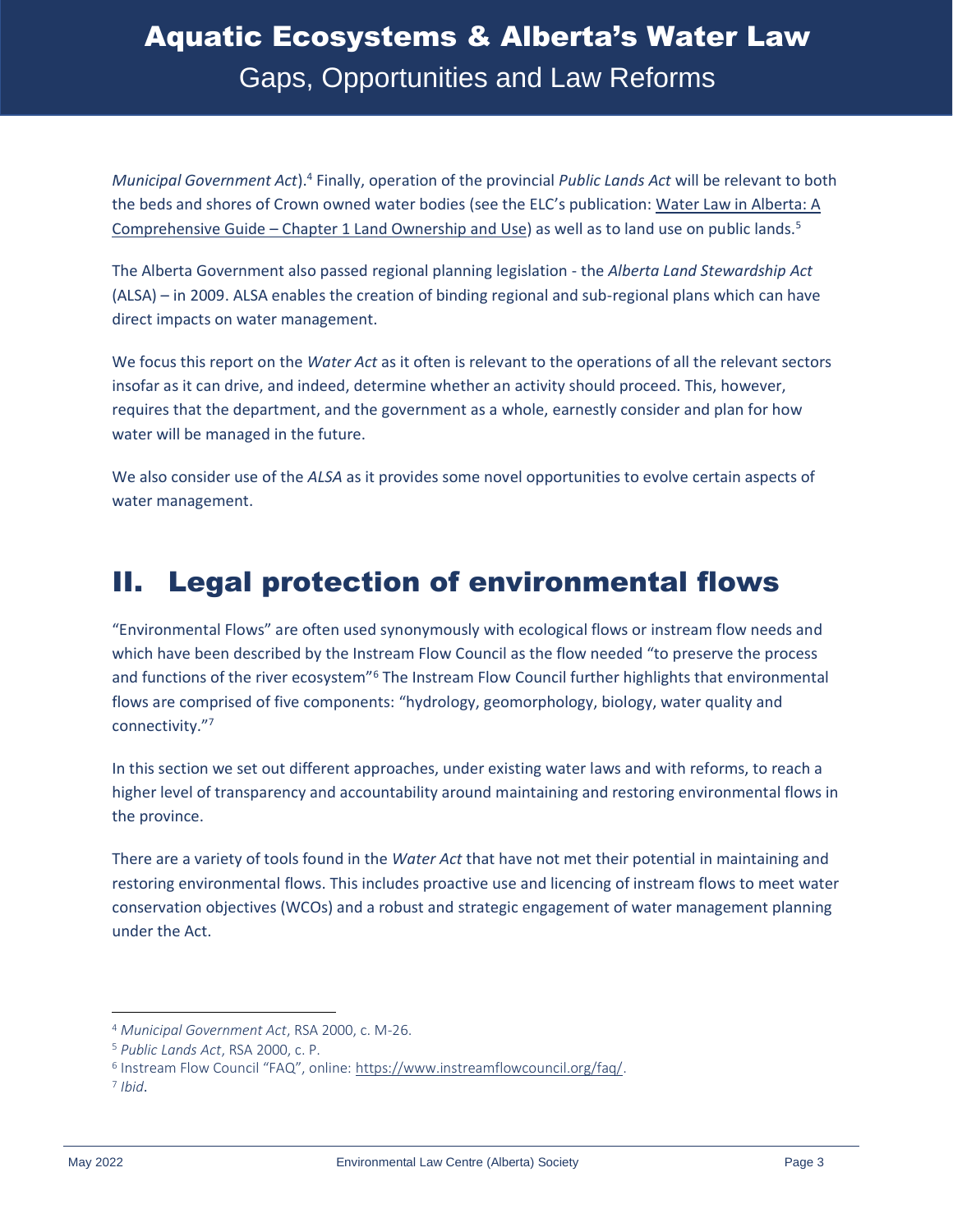*Municipal Government Act*).[4] Finally, operation of the provincial *Public Lands Act* will be relevant to both the beds and shores of Crown owned water bodies (see the ELC's publication: Water Law in Alberta: A Comprehensive Guide – Chapter 1 Land Ownership and Use) as well as to land use on public lands.[5]

The Alberta Government also passed regional planning legislation - the *Alberta Land Stewardship Act* (ALSA) – in 2009. ALSA enables the creation of binding regional and sub-regional plans which can have direct impacts on water management.

We focus this report on the *Water Act* as it often is relevant to the operations of all the relevant sectors insofar as it can drive, and indeed, determine whether an activity should proceed. This, however, requires that the department, and the government as a whole, earnestly consider and plan for how water will be managed in the future.

We also consider use of the *ALSA* as it provides some novel opportunities to evolve certain aspects of water management.

# II. Legal protection of environmental flows

"Environmental Flows" are often used synonymously with ecological flows or instream flow needs and which have been described by the Instream Flow Council as the flow needed "to preserve the process and functions of the river ecosystem"[6] The Instream Flow Council further highlights that environmental flows are comprised of five components: "hydrology, geomorphology, biology, water quality and connectivity."[7]

In this section we set out different approaches, under existing water laws and with reforms, to reach a higher level of transparency and accountability around maintaining and restoring environmental flows in the province.

There are a variety of tools found in the *Water Act* that have not met their potential in maintaining and restoring environmental flows. This includes proactive use and licencing of instream flows to meet water conservation objectives (WCOs) and a robust and strategic engagement of water management planning under the Act.

---

[4] *Municipal Government Act*, RSA 2000, c. M-26.

[5] *Public Lands Act*, RSA 2000, c. P.

[6] Instream Flow Council "FAQ", online: https://www.instreamflowcouncil.org/faq/.

[7] *Ibid*.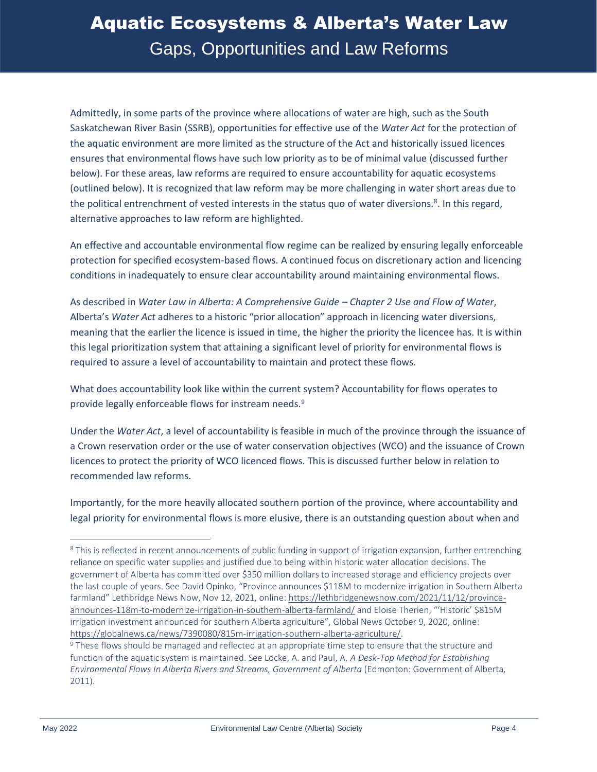Admittedly, in some parts of the province where allocations of water are high, such as the South Saskatchewan River Basin (SSRB), opportunities for effective use of the *Water Act* for the protection of the aquatic environment are more limited as the structure of the Act and historically issued licences ensures that environmental flows have such low priority as to be of minimal value (discussed further below). For these areas, law reforms are required to ensure accountability for aquatic ecosystems (outlined below). It is recognized that law reform may be more challenging in water short areas due to the political entrenchment of vested interests in the status quo of water diversions.[8]. In this regard, alternative approaches to law reform are highlighted.

An effective and accountable environmental flow regime can be realized by ensuring legally enforceable protection for specified ecosystem-based flows. A continued focus on discretionary action and licencing conditions in inadequately to ensure clear accountability around maintaining environmental flows.

As described in *Water Law in Alberta: A Comprehensive Guide – Chapter 2 Use and Flow of Water*, Alberta's *Water Act* adheres to a historic "prior allocation" approach in licencing water diversions, meaning that the earlier the licence is issued in time, the higher the priority the licencee has. It is within this legal prioritization system that attaining a significant level of priority for environmental flows is required to assure a level of accountability to maintain and protect these flows.

What does accountability look like within the current system? Accountability for flows operates to provide legally enforceable flows for instream needs.[9]

Under the *Water Act*, a level of accountability is feasible in much of the province through the issuance of a Crown reservation order or the use of water conservation objectives (WCO) and the issuance of Crown licences to protect the priority of WCO licenced flows. This is discussed further below in relation to recommended law reforms.

Importantly, for the more heavily allocated southern portion of the province, where accountability and legal priority for environmental flows is more elusive, there is an outstanding question about when and

---

[8] This is reflected in recent announcements of public funding in support of irrigation expansion, further entrenching reliance on specific water supplies and justified due to being within historic water allocation decisions. The government of Alberta has committed over $350 million dollars to increased storage and efficiency projects over the last couple of years. See David Opinko, "Province announces $118M to modernize irrigation in Southern Alberta farmland" Lethbridge News Now, Nov 12, 2021, online: https://lethbridgenewsnow.com/2021/11/12/province-announces-118m-to-modernize-irrigation-in-southern-alberta-farmland/ and Eloise Therien, "'Historic' $815M irrigation investment announced for southern Alberta agriculture", Global News October 9, 2020, online: https://globalnews.ca/news/7390080/815m-irrigation-southern-alberta-agriculture/.

[9] These flows should be managed and reflected at an appropriate time step to ensure that the structure and function of the aquatic system is maintained. See Locke, A. and Paul, A. *A Desk-Top Method for Establishing Environmental Flows In Alberta Rivers and Streams, Government of Alberta* (Edmonton: Government of Alberta, 2011).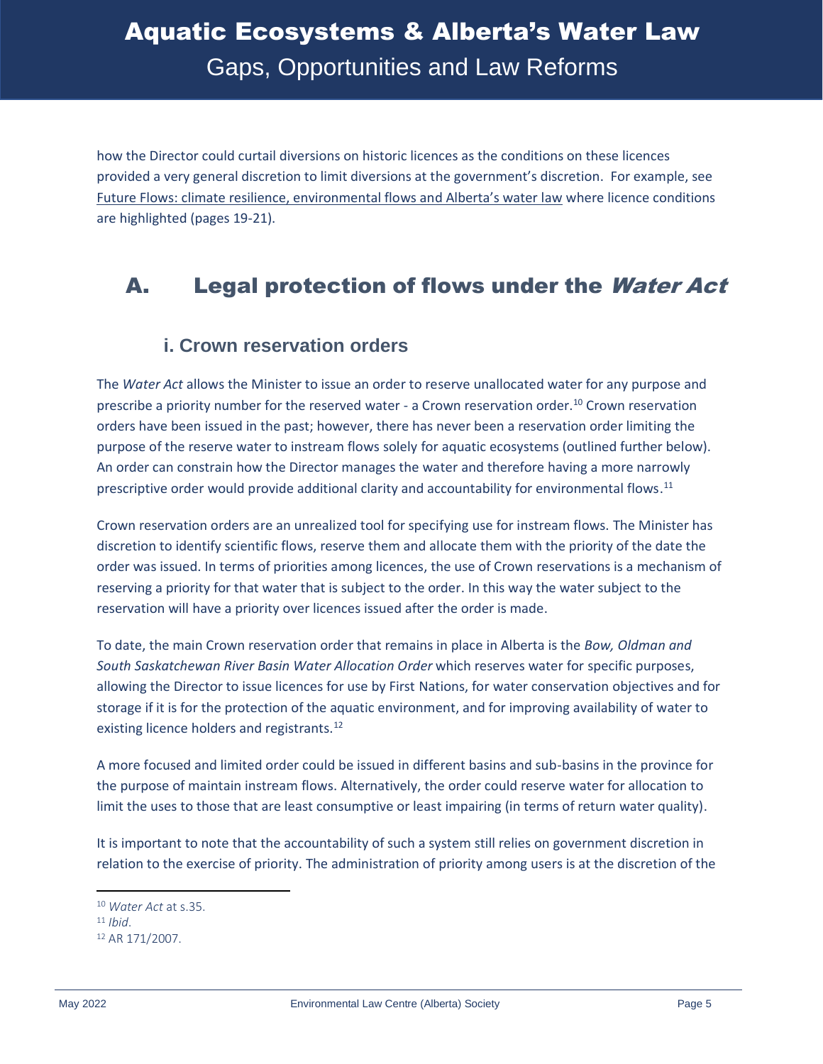how the Director could curtail diversions on historic licences as the conditions on these licences provided a very general discretion to limit diversions at the government's discretion. For example, see Future Flows: climate resilience, environmental flows and Alberta's water law where licence conditions are highlighted (pages 19-21).

# A. Legal protection of flows under the *Water Act*

## i. Crown reservation orders

The *Water Act* allows the Minister to issue an order to reserve unallocated water for any purpose and prescribe a priority number for the reserved water - a Crown reservation order.[10] Crown reservation orders have been issued in the past; however, there has never been a reservation order limiting the purpose of the reserve water to instream flows solely for aquatic ecosystems (outlined further below). An order can constrain how the Director manages the water and therefore having a more narrowly prescriptive order would provide additional clarity and accountability for environmental flows.[11]

Crown reservation orders are an unrealized tool for specifying use for instream flows. The Minister has discretion to identify scientific flows, reserve them and allocate them with the priority of the date the order was issued. In terms of priorities among licences, the use of Crown reservations is a mechanism of reserving a priority for that water that is subject to the order. In this way the water subject to the reservation will have a priority over licences issued after the order is made.

To date, the main Crown reservation order that remains in place in Alberta is the *Bow, Oldman and South Saskatchewan River Basin Water Allocation Order* which reserves water for specific purposes, allowing the Director to issue licences for use by First Nations, for water conservation objectives and for storage if it is for the protection of the aquatic environment, and for improving availability of water to existing licence holders and registrants.[12]

A more focused and limited order could be issued in different basins and sub-basins in the province for the purpose of maintain instream flows. Alternatively, the order could reserve water for allocation to limit the uses to those that are least consumptive or least impairing (in terms of return water quality).

It is important to note that the accountability of such a system still relies on government discretion in relation to the exercise of priority. The administration of priority among users is at the discretion of the

[10] *Water Act* at s.35.

[11] *Ibid*.

[12] AR 171/2007.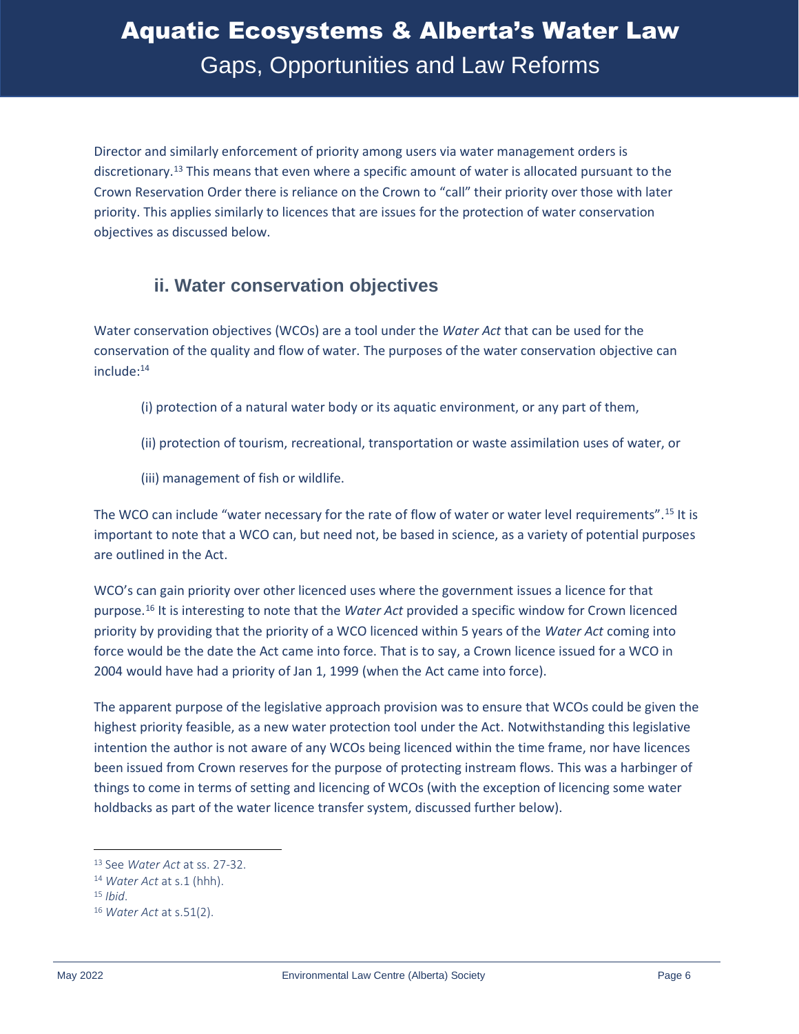Director and similarly enforcement of priority among users via water management orders is discretionary.[13] This means that even where a specific amount of water is allocated pursuant to the Crown Reservation Order there is reliance on the Crown to "call" their priority over those with later priority. This applies similarly to licences that are issues for the protection of water conservation objectives as discussed below.

### ii. Water conservation objectives

Water conservation objectives (WCOs) are a tool under the *Water Act* that can be used for the conservation of the quality and flow of water. The purposes of the water conservation objective can include:[14]

(i) protection of a natural water body or its aquatic environment, or any part of them,

(ii) protection of tourism, recreational, transportation or waste assimilation uses of water, or

(iii) management of fish or wildlife.

The WCO can include "water necessary for the rate of flow of water or water level requirements".[15] It is important to note that a WCO can, but need not, be based in science, as a variety of potential purposes are outlined in the Act.

WCO's can gain priority over other licenced uses where the government issues a licence for that purpose.[16] It is interesting to note that the *Water Act* provided a specific window for Crown licenced priority by providing that the priority of a WCO licenced within 5 years of the *Water Act* coming into force would be the date the Act came into force. That is to say, a Crown licence issued for a WCO in 2004 would have had a priority of Jan 1, 1999 (when the Act came into force).

The apparent purpose of the legislative approach provision was to ensure that WCOs could be given the highest priority feasible, as a new water protection tool under the Act. Notwithstanding this legislative intention the author is not aware of any WCOs being licenced within the time frame, nor have licences been issued from Crown reserves for the purpose of protecting instream flows. This was a harbinger of things to come in terms of setting and licencing of WCOs (with the exception of licencing some water holdbacks as part of the water licence transfer system, discussed further below).

---

[13] See *Water Act* at ss. 27-32.

[14] *Water Act* at s.1 (hhh).

[15] *Ibid*.

[16] *Water Act* at s.51(2).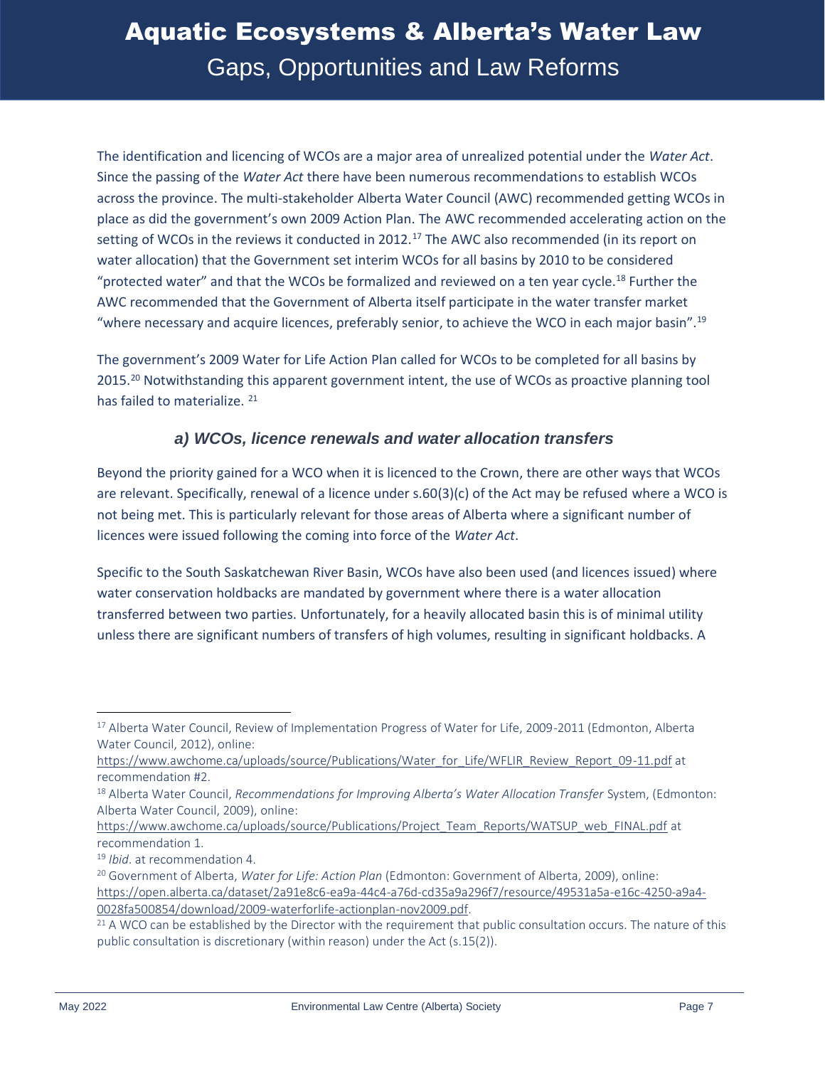The identification and licencing of WCOs are a major area of unrealized potential under the *Water Act*. Since the passing of the *Water Act* there have been numerous recommendations to establish WCOs across the province. The multi-stakeholder Alberta Water Council (AWC) recommended getting WCOs in place as did the government's own 2009 Action Plan. The AWC recommended accelerating action on the setting of WCOs in the reviews it conducted in 2012.[17] The AWC also recommended (in its report on water allocation) that the Government set interim WCOs for all basins by 2010 to be considered "protected water" and that the WCOs be formalized and reviewed on a ten year cycle.[18] Further the AWC recommended that the Government of Alberta itself participate in the water transfer market "where necessary and acquire licences, preferably senior, to achieve the WCO in each major basin".[19]

The government's 2009 Water for Life Action Plan called for WCOs to be completed for all basins by 2015.[20] Notwithstanding this apparent government intent, the use of WCOs as proactive planning tool has failed to materialize. [21]

### *a) WCOs, licence renewals and water allocation transfers*

Beyond the priority gained for a WCO when it is licenced to the Crown, there are other ways that WCOs are relevant. Specifically, renewal of a licence under s.60(3)(c) of the Act may be refused where a WCO is not being met. This is particularly relevant for those areas of Alberta where a significant number of licences were issued following the coming into force of the *Water Act*.

Specific to the South Saskatchewan River Basin, WCOs have also been used (and licences issued) where water conservation holdbacks are mandated by government where there is a water allocation transferred between two parties. Unfortunately, for a heavily allocated basin this is of minimal utility unless there are significant numbers of transfers of high volumes, resulting in significant holdbacks. A

---

[17] Alberta Water Council, Review of Implementation Progress of Water for Life, 2009-2011 (Edmonton, Alberta Water Council, 2012), online: https://www.awchome.ca/uploads/source/Publications/Water_for_Life/WFLIR_Review_Report_09-11.pdf at recommendation #2.

[18] Alberta Water Council, *Recommendations for Improving Alberta's Water Allocation Transfer* System, (Edmonton: Alberta Water Council, 2009), online: https://www.awchome.ca/uploads/source/Publications/Project_Team_Reports/WATSUP_web_FINAL.pdf at recommendation 1.

[19] *Ibid*. at recommendation 4.

[20] Government of Alberta, *Water for Life: Action Plan* (Edmonton: Government of Alberta, 2009), online: https://open.alberta.ca/dataset/2a91e8c6-ea9a-44c4-a76d-cd35a9a296f7/resource/49531a5a-e16c-4250-a9a4-0028fa500854/download/2009-waterforlife-actionplan-nov2009.pdf.

[21] A WCO can be established by the Director with the requirement that public consultation occurs. The nature of this public consultation is discretionary (within reason) under the Act (s.15(2)).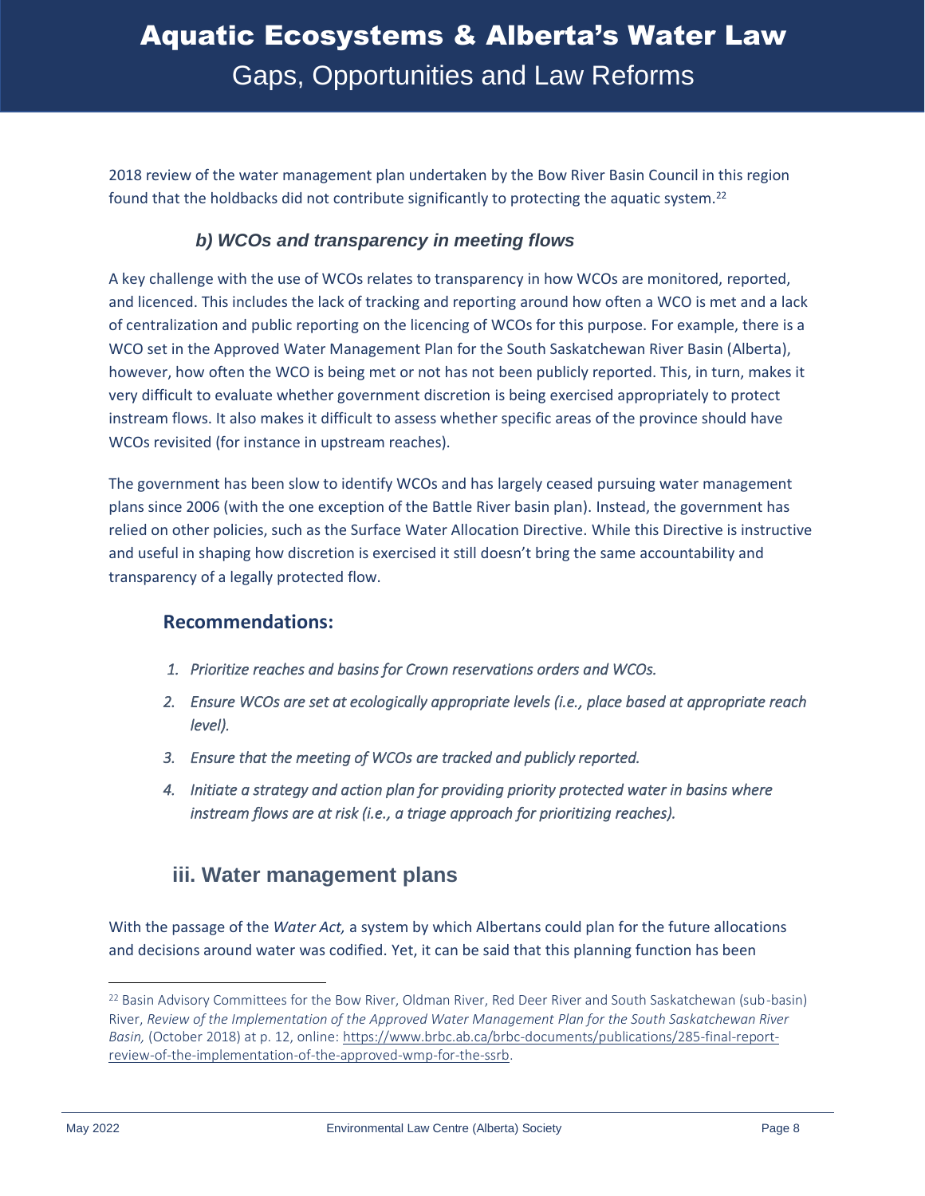2018 review of the water management plan undertaken by the Bow River Basin Council in this region found that the holdbacks did not contribute significantly to protecting the aquatic system.[22]

### *b) WCOs and transparency in meeting flows*

A key challenge with the use of WCOs relates to transparency in how WCOs are monitored, reported, and licenced. This includes the lack of tracking and reporting around how often a WCO is met and a lack of centralization and public reporting on the licencing of WCOs for this purpose. For example, there is a WCO set in the Approved Water Management Plan for the South Saskatchewan River Basin (Alberta), however, how often the WCO is being met or not has not been publicly reported. This, in turn, makes it very difficult to evaluate whether government discretion is being exercised appropriately to protect instream flows. It also makes it difficult to assess whether specific areas of the province should have WCOs revisited (for instance in upstream reaches).

The government has been slow to identify WCOs and has largely ceased pursuing water management plans since 2006 (with the one exception of the Battle River basin plan). Instead, the government has relied on other policies, such as the Surface Water Allocation Directive. While this Directive is instructive and useful in shaping how discretion is exercised it still doesn't bring the same accountability and transparency of a legally protected flow.

#### Recommendations:

1. *Prioritize reaches and basins for Crown reservations orders and WCOs.*
2. *Ensure WCOs are set at ecologically appropriate levels (i.e., place based at appropriate reach level).*
3. *Ensure that the meeting of WCOs are tracked and publicly reported.*
4. *Initiate a strategy and action plan for providing priority protected water in basins where instream flows are at risk (i.e., a triage approach for prioritizing reaches).*

## iii. Water management plans

With the passage of the *Water Act,* a system by which Albertans could plan for the future allocations and decisions around water was codified. Yet, it can be said that this planning function has been

[22] Basin Advisory Committees for the Bow River, Oldman River, Red Deer River and South Saskatchewan (sub-basin) River, *Review of the Implementation of the Approved Water Management Plan for the South Saskatchewan River Basin,* (October 2018) at p. 12, online: https://www.brbc.ab.ca/brbc-documents/publications/285-final-report-review-of-the-implementation-of-the-approved-wmp-for-the-ssrb.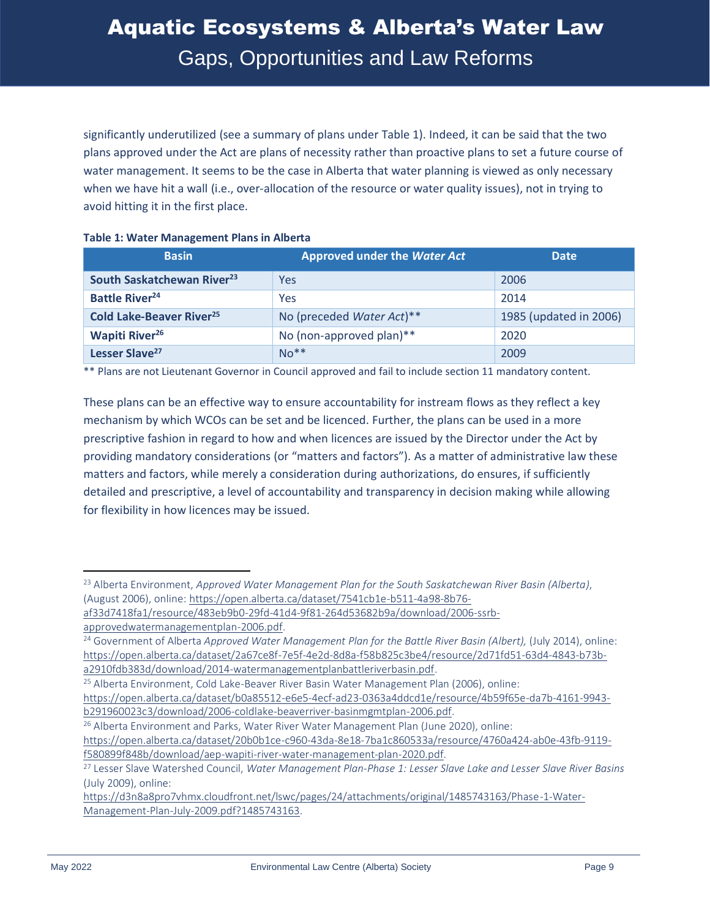significantly underutilized (see a summary of plans under Table 1). Indeed, it can be said that the two plans approved under the Act are plans of necessity rather than proactive plans to set a future course of water management. It seems to be the case in Alberta that water planning is viewed as only necessary when we have hit a wall (i.e., over-allocation of the resource or water quality issues), not in trying to avoid hitting it in the first place.

**Table 1: Water Management Plans in Alberta**

| Basin | Approved under the *Water Act* | Date |
|---|---|---|
| **South Saskatchewan River**[23] | Yes | 2006 |
| **Battle River**[24] | Yes | 2014 |
| **Cold Lake-Beaver River**[25] | No (preceded *Water Act*)** | 1985 (updated in 2006) |
| **Wapiti River**[26] | No (non-approved plan)** | 2020 |
| **Lesser Slave**[27] | No** | 2009 |

** Plans are not Lieutenant Governor in Council approved and fail to include section 11 mandatory content.

These plans can be an effective way to ensure accountability for instream flows as they reflect a key mechanism by which WCOs can be set and be licenced. Further, the plans can be used in a more prescriptive fashion in regard to how and when licences are issued by the Director under the Act by providing mandatory considerations (or "matters and factors"). As a matter of administrative law these matters and factors, while merely a consideration during authorizations, do ensures, if sufficiently detailed and prescriptive, a level of accountability and transparency in decision making while allowing for flexibility in how licences may be issued.

---

[23] Alberta Environment, *Approved Water Management Plan for the South Saskatchewan River Basin (Alberta)*, (August 2006), online: https://open.alberta.ca/dataset/7541cb1e-b511-4a98-8b76-af33d7418fa1/resource/483eb9b0-29fd-41d4-9f81-264d53682b9a/download/2006-ssrb-approvedwatermanagementplan-2006.pdf.

[24] Government of Alberta *Approved Water Management Plan for the Battle River Basin (Albert),* (July 2014), online: https://open.alberta.ca/dataset/2a67ce8f-7e5f-4e2d-8d8a-f58b825c3be4/resource/2d71fd51-63d4-4843-b73b-a2910fdb383d/download/2014-watermanagementplanbattleriverbasin.pdf.

[25] Alberta Environment, Cold Lake-Beaver River Basin Water Management Plan (2006), online: https://open.alberta.ca/dataset/b0a85512-e6e5-4ecf-ad23-0363a4ddcd1e/resource/4b59f65e-da7b-4161-9943-b291960023c3/download/2006-coldlake-beaverriver-basinmgmtplan-2006.pdf.

[26] Alberta Environment and Parks, Water River Water Management Plan (June 2020), online: https://open.alberta.ca/dataset/20b0b1ce-c960-43da-8e18-7ba1c860533a/resource/4760a424-ab0e-43fb-9119-f580899f848b/download/aep-wapiti-river-water-management-plan-2020.pdf.

[27] Lesser Slave Watershed Council, *Water Management Plan-Phase 1: Lesser Slave Lake and Lesser Slave River Basins* (July 2009), online: https://d3n8a8pro7vhmx.cloudfront.net/lswc/pages/24/attachments/original/1485743163/Phase-1-Water-Management-Plan-July-2009.pdf?1485743163.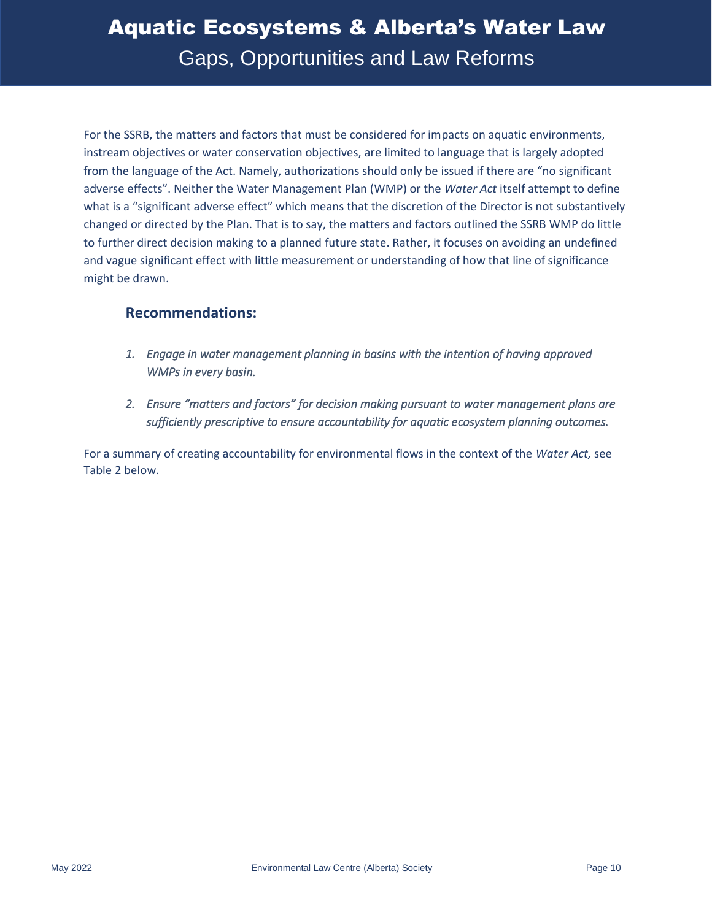For the SSRB, the matters and factors that must be considered for impacts on aquatic environments, instream objectives or water conservation objectives, are limited to language that is largely adopted from the language of the Act. Namely, authorizations should only be issued if there are "no significant adverse effects". Neither the Water Management Plan (WMP) or the *Water Act* itself attempt to define what is a "significant adverse effect" which means that the discretion of the Director is not substantively changed or directed by the Plan. That is to say, the matters and factors outlined the SSRB WMP do little to further direct decision making to a planned future state. Rather, it focuses on avoiding an undefined and vague significant effect with little measurement or understanding of how that line of significance might be drawn.

### Recommendations:

1. *Engage in water management planning in basins with the intention of having approved WMPs in every basin.*

2. *Ensure "matters and factors" for decision making pursuant to water management plans are sufficiently prescriptive to ensure accountability for aquatic ecosystem planning outcomes.*

For a summary of creating accountability for environmental flows in the context of the *Water Act,* see Table 2 below.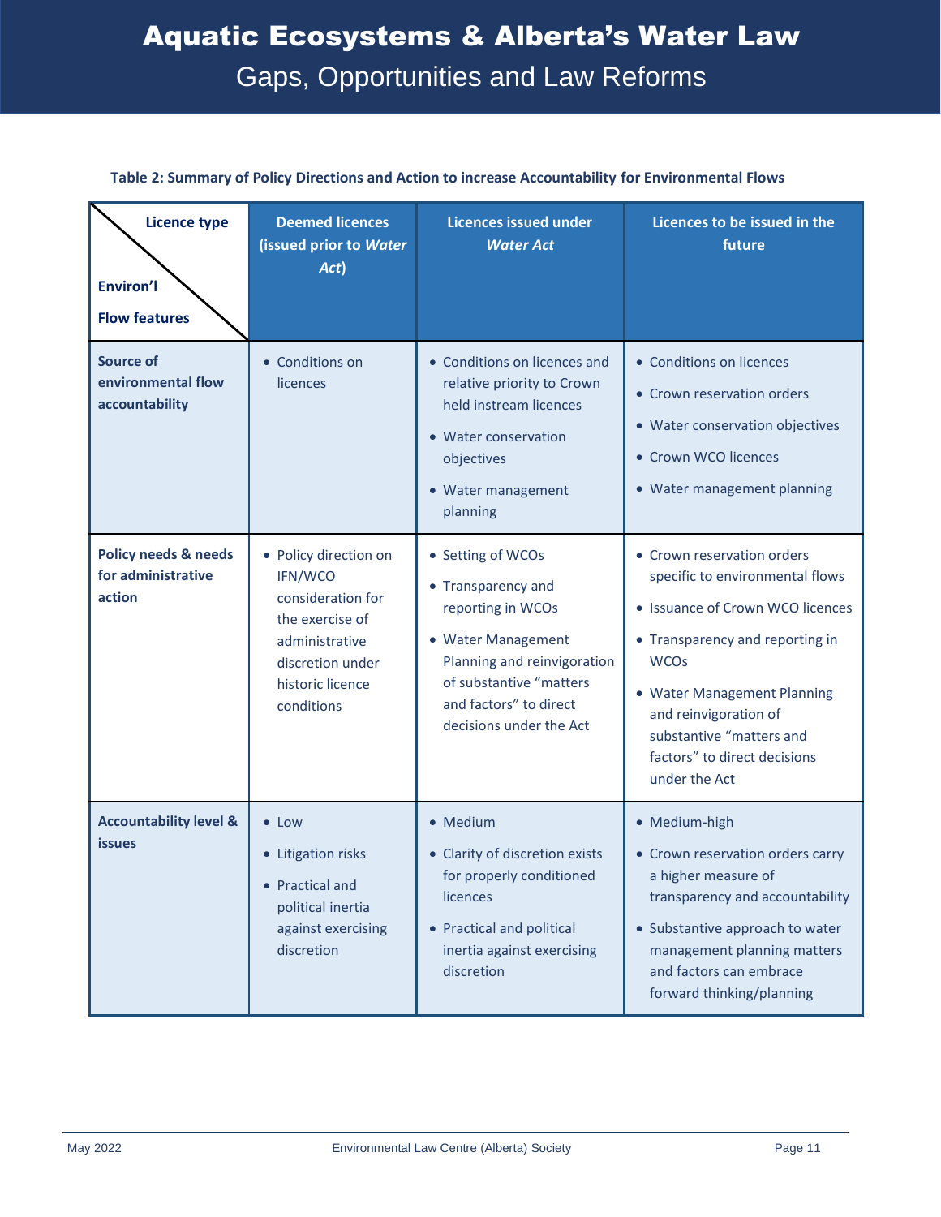**Table 2: Summary of Policy Directions and Action to increase Accountability for Environmental Flows**

| Licence type / Environ'l Flow features | Deemed licences (issued prior to *Water Act*) | Licences issued under *Water Act* | Licences to be issued in the future |
|---|---|---|---|
| **Source of environmental flow accountability** | • Conditions on licences | • Conditions on licences and relative priority to Crown held instream licences<br>• Water conservation objectives<br>• Water management planning | • Conditions on licences<br>• Crown reservation orders<br>• Water conservation objectives<br>• Crown WCO licences<br>• Water management planning |
| **Policy needs & needs for administrative action** | • Policy direction on IFN/WCO consideration for the exercise of administrative discretion under historic licence conditions | • Setting of WCOs<br>• Transparency and reporting in WCOs<br>• Water Management Planning and reinvigoration of substantive "matters and factors" to direct decisions under the Act | • Crown reservation orders specific to environmental flows<br>• Issuance of Crown WCO licences<br>• Transparency and reporting in WCOs<br>• Water Management Planning and reinvigoration of substantive "matters and factors" to direct decisions under the Act |
| **Accountability level & issues** | • Low<br>• Litigation risks<br>• Practical and political inertia against exercising discretion | • Medium<br>• Clarity of discretion exists for properly conditioned licences<br>• Practical and political inertia against exercising discretion | • Medium-high<br>• Crown reservation orders carry a higher measure of transparency and accountability<br>• Substantive approach to water management planning matters and factors can embrace forward thinking/planning |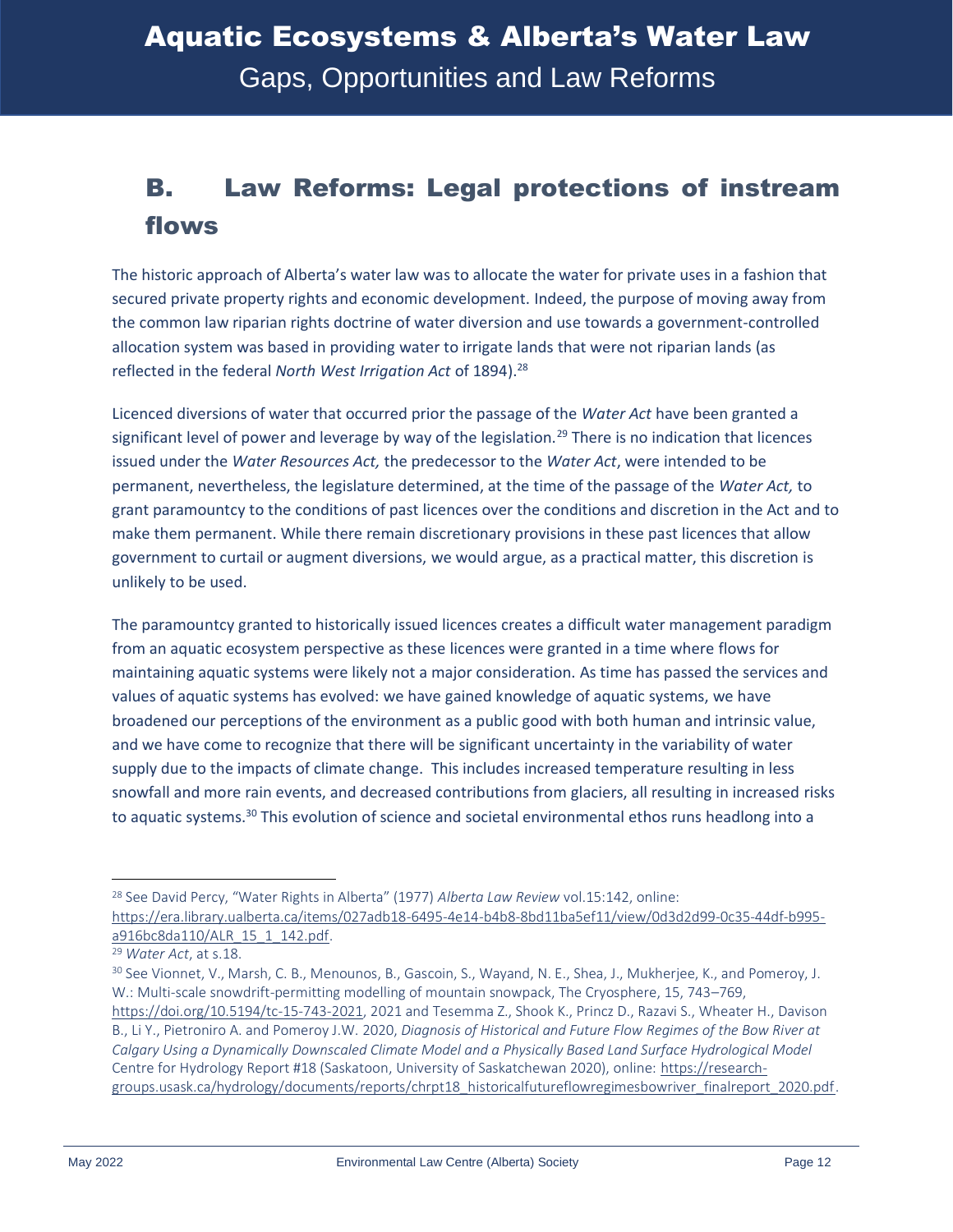## B. Law Reforms: Legal protections of instream flows

The historic approach of Alberta's water law was to allocate the water for private uses in a fashion that secured private property rights and economic development. Indeed, the purpose of moving away from the common law riparian rights doctrine of water diversion and use towards a government-controlled allocation system was based in providing water to irrigate lands that were not riparian lands (as reflected in the federal *North West Irrigation Act* of 1894).[28]

Licenced diversions of water that occurred prior the passage of the *Water Act* have been granted a significant level of power and leverage by way of the legislation.[29] There is no indication that licences issued under the *Water Resources Act,* the predecessor to the *Water Act*, were intended to be permanent, nevertheless, the legislature determined, at the time of the passage of the *Water Act,* to grant paramountcy to the conditions of past licences over the conditions and discretion in the Act and to make them permanent. While there remain discretionary provisions in these past licences that allow government to curtail or augment diversions, we would argue, as a practical matter, this discretion is unlikely to be used.

The paramountcy granted to historically issued licences creates a difficult water management paradigm from an aquatic ecosystem perspective as these licences were granted in a time where flows for maintaining aquatic systems were likely not a major consideration. As time has passed the services and values of aquatic systems has evolved: we have gained knowledge of aquatic systems, we have broadened our perceptions of the environment as a public good with both human and intrinsic value, and we have come to recognize that there will be significant uncertainty in the variability of water supply due to the impacts of climate change. This includes increased temperature resulting in less snowfall and more rain events, and decreased contributions from glaciers, all resulting in increased risks to aquatic systems.[30] This evolution of science and societal environmental ethos runs headlong into a

---

[28] See David Percy, "Water Rights in Alberta" (1977) *Alberta Law Review* vol.15:142, online: https://era.library.ualberta.ca/items/027adb18-6495-4e14-b4b8-8bd11ba5ef11/view/0d3d2d99-0c35-44df-b995-a916bc8da110/ALR_15_1_142.pdf.

[29] *Water Act*, at s.18.

[30] See Vionnet, V., Marsh, C. B., Menounos, B., Gascoin, S., Wayand, N. E., Shea, J., Mukherjee, K., and Pomeroy, J. W.: Multi-scale snowdrift-permitting modelling of mountain snowpack, The Cryosphere, 15, 743–769, https://doi.org/10.5194/tc-15-743-2021, 2021 and Tesemma Z., Shook K., Princz D., Razavi S., Wheater H., Davison B., Li Y., Pietroniro A. and Pomeroy J.W. 2020, *Diagnosis of Historical and Future Flow Regimes of the Bow River at Calgary Using a Dynamically Downscaled Climate Model and a Physically Based Land Surface Hydrological Model* Centre for Hydrology Report #18 (Saskatoon, University of Saskatchewan 2020), online: https://research-groups.usask.ca/hydrology/documents/reports/chrpt18_historicalfutureflowregimesbowriver_finalreport_2020.pdf.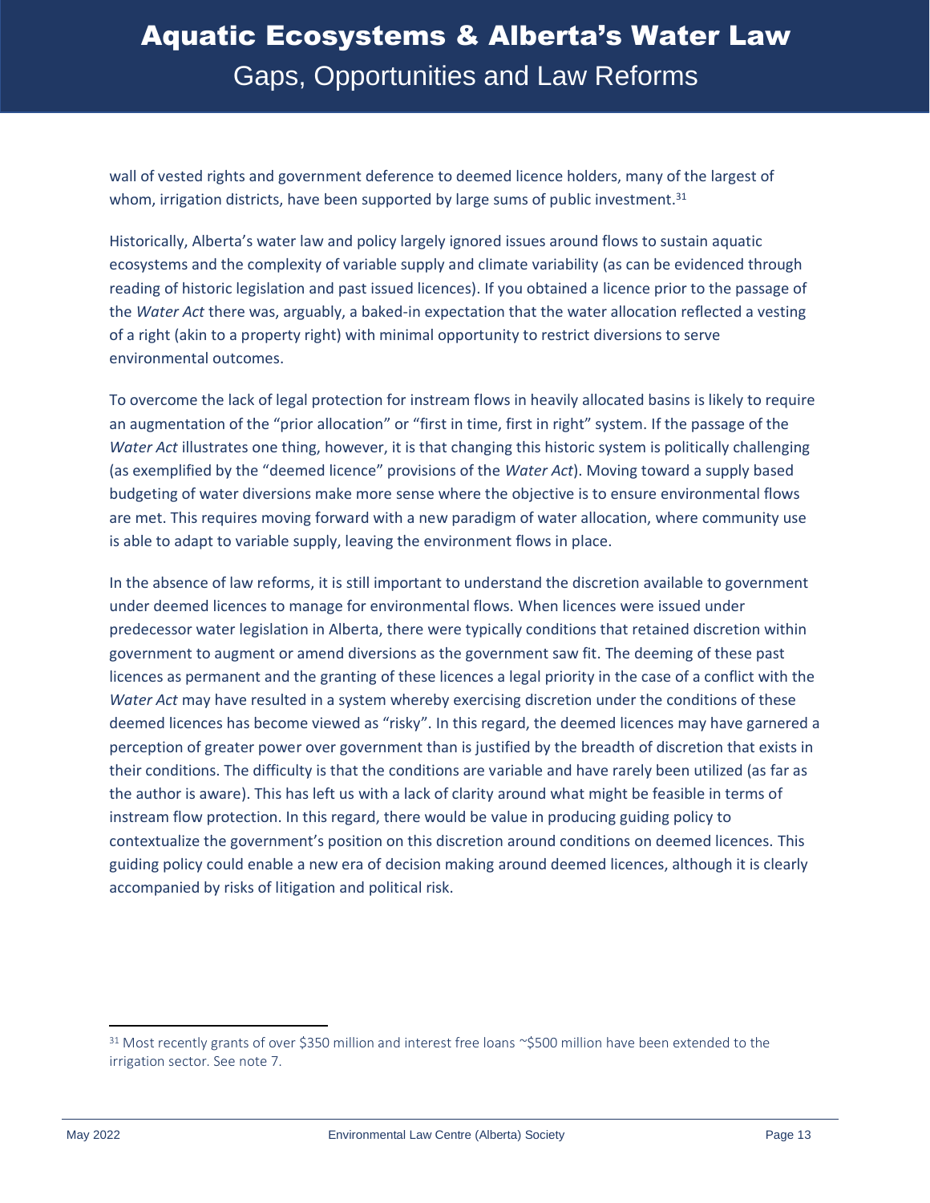wall of vested rights and government deference to deemed licence holders, many of the largest of whom, irrigation districts, have been supported by large sums of public investment.[31]

Historically, Alberta's water law and policy largely ignored issues around flows to sustain aquatic ecosystems and the complexity of variable supply and climate variability (as can be evidenced through reading of historic legislation and past issued licences). If you obtained a licence prior to the passage of the *Water Act* there was, arguably, a baked-in expectation that the water allocation reflected a vesting of a right (akin to a property right) with minimal opportunity to restrict diversions to serve environmental outcomes.

To overcome the lack of legal protection for instream flows in heavily allocated basins is likely to require an augmentation of the "prior allocation" or "first in time, first in right" system. If the passage of the *Water Act* illustrates one thing, however, it is that changing this historic system is politically challenging (as exemplified by the "deemed licence" provisions of the *Water Act*). Moving toward a supply based budgeting of water diversions make more sense where the objective is to ensure environmental flows are met. This requires moving forward with a new paradigm of water allocation, where community use is able to adapt to variable supply, leaving the environment flows in place.

In the absence of law reforms, it is still important to understand the discretion available to government under deemed licences to manage for environmental flows. When licences were issued under predecessor water legislation in Alberta, there were typically conditions that retained discretion within government to augment or amend diversions as the government saw fit. The deeming of these past licences as permanent and the granting of these licences a legal priority in the case of a conflict with the *Water Act* may have resulted in a system whereby exercising discretion under the conditions of these deemed licences has become viewed as "risky". In this regard, the deemed licences may have garnered a perception of greater power over government than is justified by the breadth of discretion that exists in their conditions. The difficulty is that the conditions are variable and have rarely been utilized (as far as the author is aware). This has left us with a lack of clarity around what might be feasible in terms of instream flow protection. In this regard, there would be value in producing guiding policy to contextualize the government's position on this discretion around conditions on deemed licences. This guiding policy could enable a new era of decision making around deemed licences, although it is clearly accompanied by risks of litigation and political risk.

---

[31] Most recently grants of over $350 million and interest free loans ~$500 million have been extended to the irrigation sector. See note 7.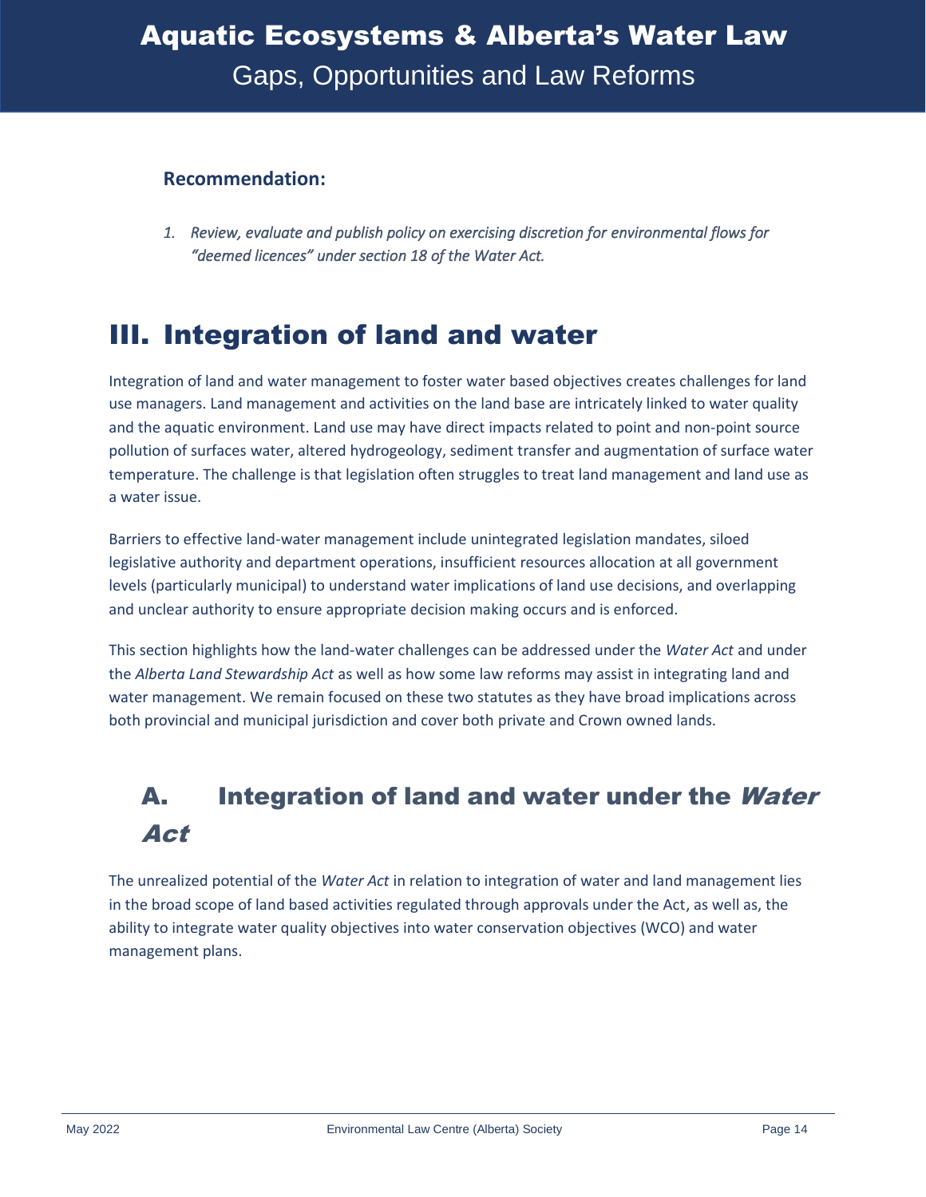**Recommendation:**

1. *Review, evaluate and publish policy on exercising discretion for environmental flows for "deemed licences" under section 18 of the Water Act.*

# III. Integration of land and water

Integration of land and water management to foster water based objectives creates challenges for land use managers. Land management and activities on the land base are intricately linked to water quality and the aquatic environment. Land use may have direct impacts related to point and non-point source pollution of surfaces water, altered hydrogeology, sediment transfer and augmentation of surface water temperature. The challenge is that legislation often struggles to treat land management and land use as a water issue.

Barriers to effective land-water management include unintegrated legislation mandates, siloed legislative authority and department operations, insufficient resources allocation at all government levels (particularly municipal) to understand water implications of land use decisions, and overlapping and unclear authority to ensure appropriate decision making occurs and is enforced.

This section highlights how the land-water challenges can be addressed under the *Water Act* and under the *Alberta Land Stewardship Act* as well as how some law reforms may assist in integrating land and water management. We remain focused on these two statutes as they have broad implications across both provincial and municipal jurisdiction and cover both private and Crown owned lands.

## A. Integration of land and water under the *Water Act*

The unrealized potential of the *Water Act* in relation to integration of water and land management lies in the broad scope of land based activities regulated through approvals under the Act, as well as, the ability to integrate water quality objectives into water conservation objectives (WCO) and water management plans.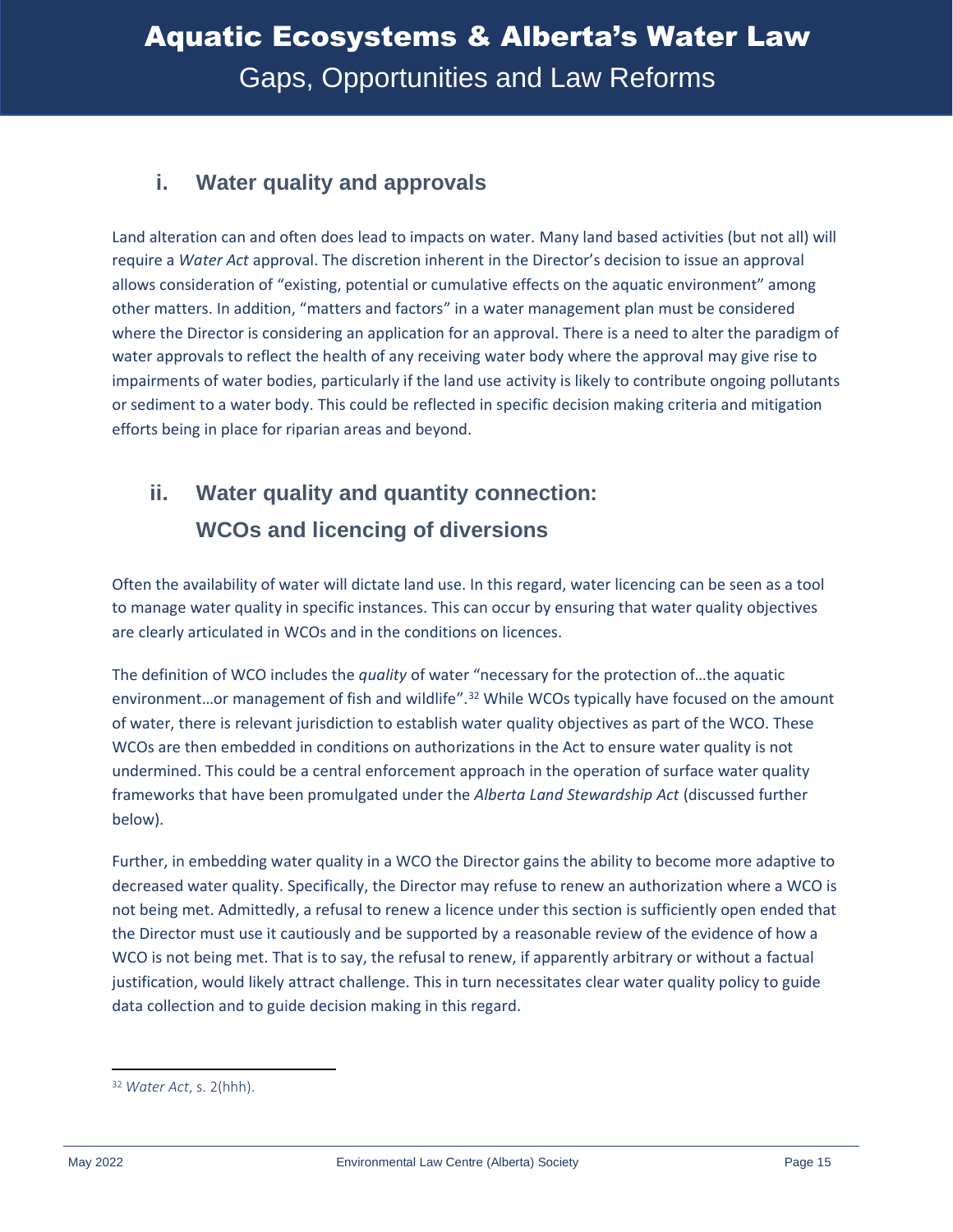### i. Water quality and approvals

Land alteration can and often does lead to impacts on water. Many land based activities (but not all) will require a *Water Act* approval. The discretion inherent in the Director's decision to issue an approval allows consideration of "existing, potential or cumulative effects on the aquatic environment" among other matters. In addition, "matters and factors" in a water management plan must be considered where the Director is considering an application for an approval. There is a need to alter the paradigm of water approvals to reflect the health of any receiving water body where the approval may give rise to impairments of water bodies, particularly if the land use activity is likely to contribute ongoing pollutants or sediment to a water body. This could be reflected in specific decision making criteria and mitigation efforts being in place for riparian areas and beyond.

### ii. Water quality and quantity connection: WCOs and licencing of diversions

Often the availability of water will dictate land use. In this regard, water licencing can be seen as a tool to manage water quality in specific instances. This can occur by ensuring that water quality objectives are clearly articulated in WCOs and in the conditions on licences.

The definition of WCO includes the *quality* of water "necessary for the protection of…the aquatic environment…or management of fish and wildlife".[32] While WCOs typically have focused on the amount of water, there is relevant jurisdiction to establish water quality objectives as part of the WCO. These WCOs are then embedded in conditions on authorizations in the Act to ensure water quality is not undermined. This could be a central enforcement approach in the operation of surface water quality frameworks that have been promulgated under the *Alberta Land Stewardship Act* (discussed further below).

Further, in embedding water quality in a WCO the Director gains the ability to become more adaptive to decreased water quality. Specifically, the Director may refuse to renew an authorization where a WCO is not being met. Admittedly, a refusal to renew a licence under this section is sufficiently open ended that the Director must use it cautiously and be supported by a reasonable review of the evidence of how a WCO is not being met. That is to say, the refusal to renew, if apparently arbitrary or without a factual justification, would likely attract challenge. This in turn necessitates clear water quality policy to guide data collection and to guide decision making in this regard.

---

[32] *Water Act*, s. 2(hhh).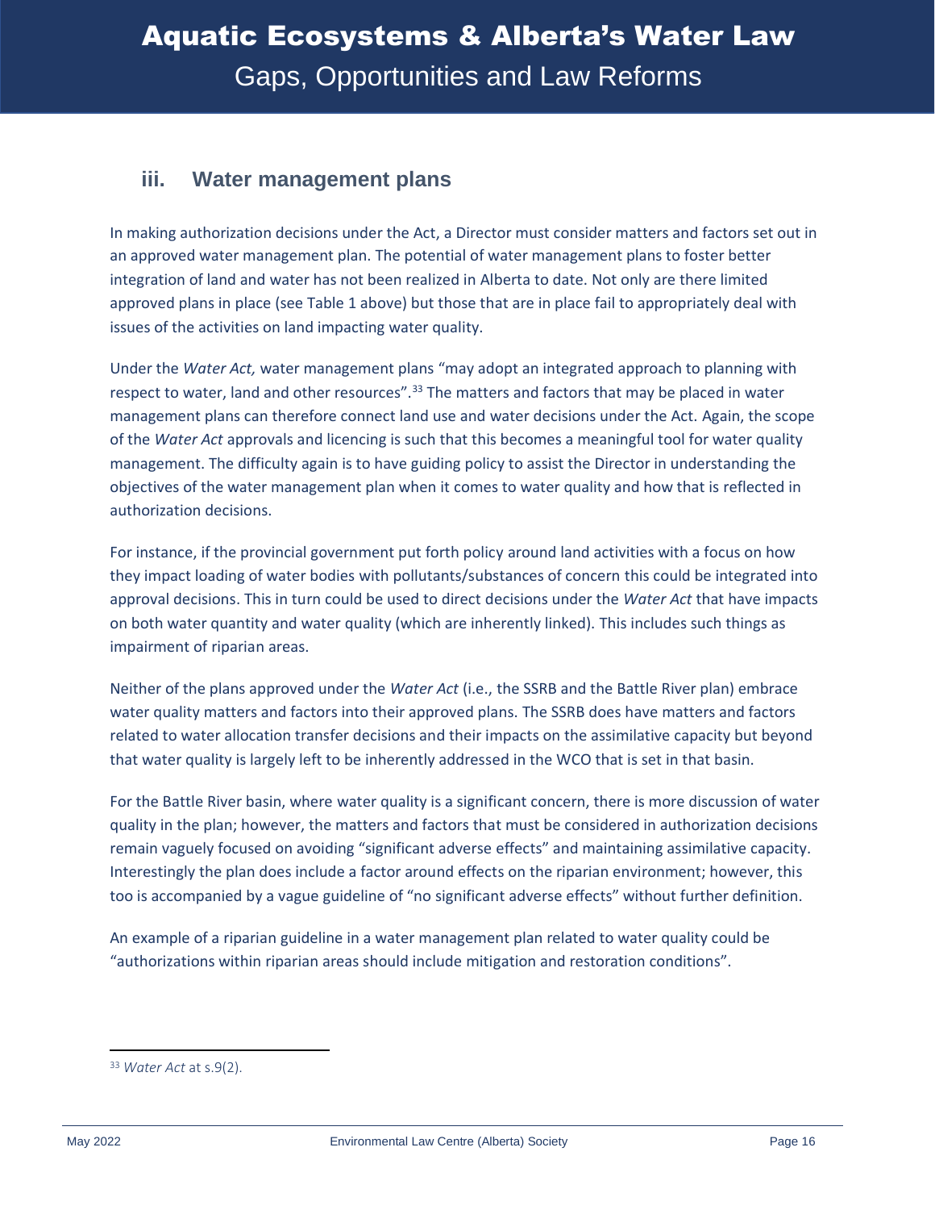### iii. Water management plans

In making authorization decisions under the Act, a Director must consider matters and factors set out in an approved water management plan. The potential of water management plans to foster better integration of land and water has not been realized in Alberta to date. Not only are there limited approved plans in place (see Table 1 above) but those that are in place fail to appropriately deal with issues of the activities on land impacting water quality.

Under the *Water Act,* water management plans "may adopt an integrated approach to planning with respect to water, land and other resources".[33] The matters and factors that may be placed in water management plans can therefore connect land use and water decisions under the Act. Again, the scope of the *Water Act* approvals and licencing is such that this becomes a meaningful tool for water quality management. The difficulty again is to have guiding policy to assist the Director in understanding the objectives of the water management plan when it comes to water quality and how that is reflected in authorization decisions.

For instance, if the provincial government put forth policy around land activities with a focus on how they impact loading of water bodies with pollutants/substances of concern this could be integrated into approval decisions. This in turn could be used to direct decisions under the *Water Act* that have impacts on both water quantity and water quality (which are inherently linked). This includes such things as impairment of riparian areas.

Neither of the plans approved under the *Water Act* (i.e., the SSRB and the Battle River plan) embrace water quality matters and factors into their approved plans. The SSRB does have matters and factors related to water allocation transfer decisions and their impacts on the assimilative capacity but beyond that water quality is largely left to be inherently addressed in the WCO that is set in that basin.

For the Battle River basin, where water quality is a significant concern, there is more discussion of water quality in the plan; however, the matters and factors that must be considered in authorization decisions remain vaguely focused on avoiding "significant adverse effects" and maintaining assimilative capacity. Interestingly the plan does include a factor around effects on the riparian environment; however, this too is accompanied by a vague guideline of "no significant adverse effects" without further definition.

An example of a riparian guideline in a water management plan related to water quality could be "authorizations within riparian areas should include mitigation and restoration conditions".

---

[33] *Water Act* at s.9(2).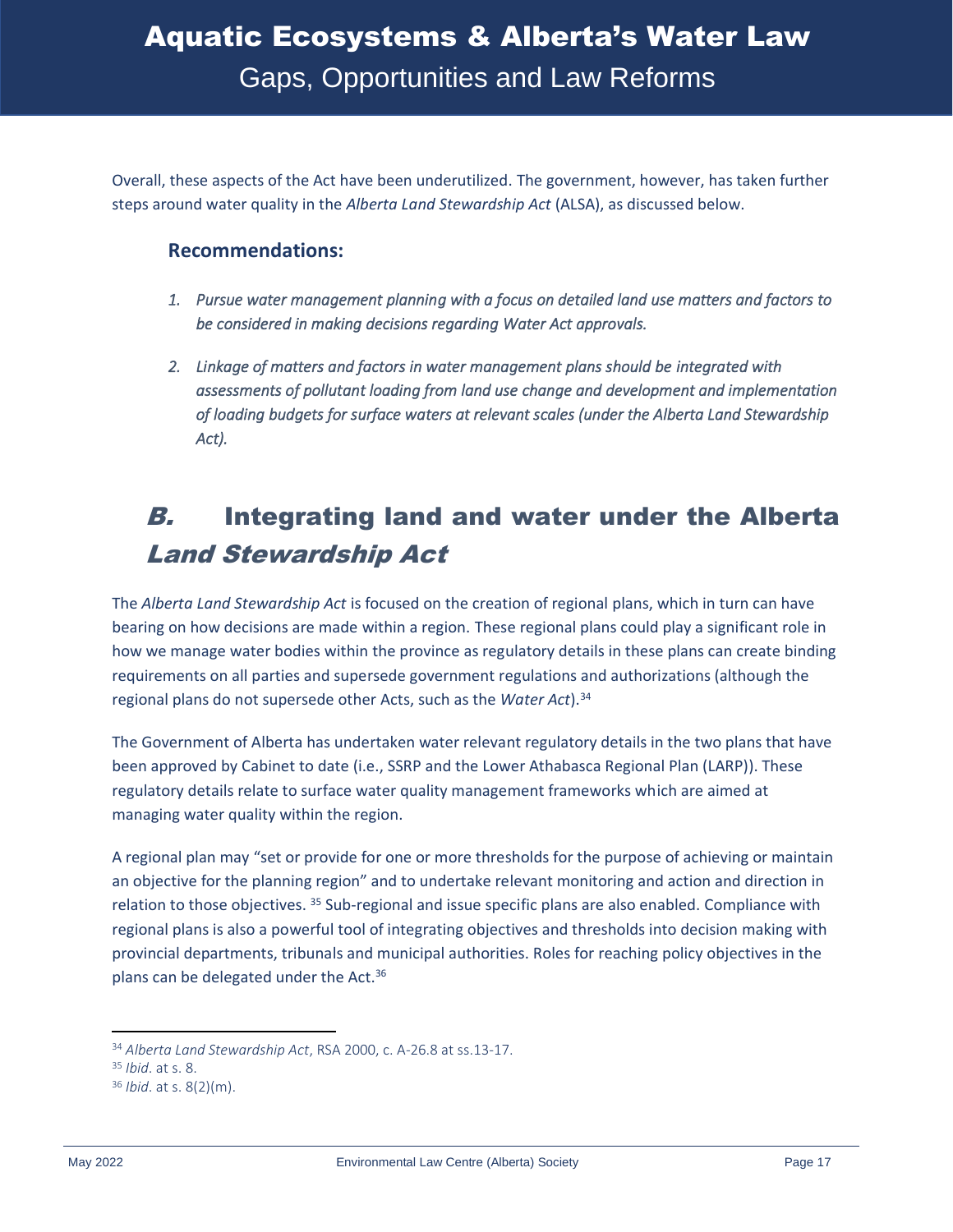Overall, these aspects of the Act have been underutilized. The government, however, has taken further steps around water quality in the *Alberta Land Stewardship Act* (ALSA), as discussed below.

### Recommendations:

1. *Pursue water management planning with a focus on detailed land use matters and factors to be considered in making decisions regarding Water Act approvals.*

2. *Linkage of matters and factors in water management plans should be integrated with assessments of pollutant loading from land use change and development and implementation of loading budgets for surface waters at relevant scales (under the Alberta Land Stewardship Act).*

## *B.* Integrating land and water under the Alberta *Land Stewardship Act*

The *Alberta Land Stewardship Act* is focused on the creation of regional plans, which in turn can have bearing on how decisions are made within a region. These regional plans could play a significant role in how we manage water bodies within the province as regulatory details in these plans can create binding requirements on all parties and supersede government regulations and authorizations (although the regional plans do not supersede other Acts, such as the *Water Act*).[34]

The Government of Alberta has undertaken water relevant regulatory details in the two plans that have been approved by Cabinet to date (i.e., SSRP and the Lower Athabasca Regional Plan (LARP)). These regulatory details relate to surface water quality management frameworks which are aimed at managing water quality within the region.

A regional plan may "set or provide for one or more thresholds for the purpose of achieving or maintain an objective for the planning region" and to undertake relevant monitoring and action and direction in relation to those objectives. [35] Sub-regional and issue specific plans are also enabled. Compliance with regional plans is also a powerful tool of integrating objectives and thresholds into decision making with provincial departments, tribunals and municipal authorities. Roles for reaching policy objectives in the plans can be delegated under the Act.[36]

---

[34] *Alberta Land Stewardship Act*, RSA 2000, c. A-26.8 at ss.13-17.

[35] *Ibid*. at s. 8.

[36] *Ibid*. at s. 8(2)(m).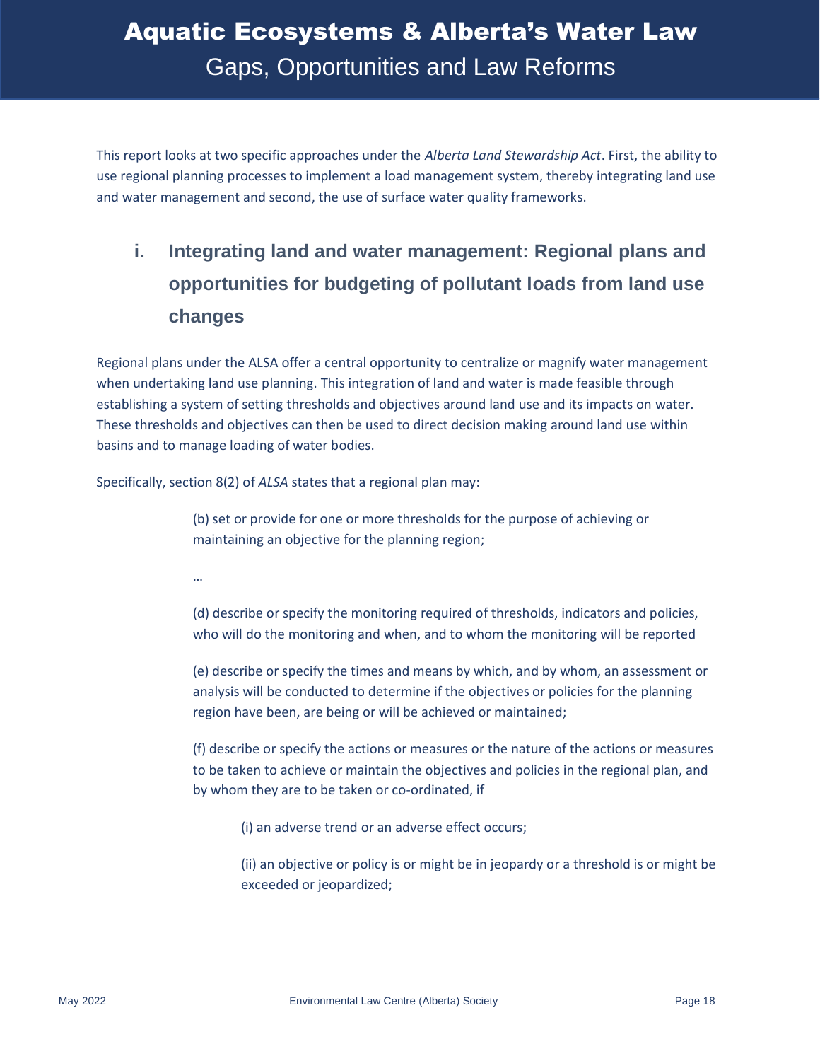This report looks at two specific approaches under the *Alberta Land Stewardship Act*. First, the ability to use regional planning processes to implement a load management system, thereby integrating land use and water management and second, the use of surface water quality frameworks.

### i. Integrating land and water management: Regional plans and opportunities for budgeting of pollutant loads from land use changes

Regional plans under the ALSA offer a central opportunity to centralize or magnify water management when undertaking land use planning. This integration of land and water is made feasible through establishing a system of setting thresholds and objectives around land use and its impacts on water. These thresholds and objectives can then be used to direct decision making around land use within basins and to manage loading of water bodies.

Specifically, section 8(2) of *ALSA* states that a regional plan may:

> (b) set or provide for one or more thresholds for the purpose of achieving or maintaining an objective for the planning region;
>
> …
>
> (d) describe or specify the monitoring required of thresholds, indicators and policies, who will do the monitoring and when, and to whom the monitoring will be reported
>
> (e) describe or specify the times and means by which, and by whom, an assessment or analysis will be conducted to determine if the objectives or policies for the planning region have been, are being or will be achieved or maintained;
>
> (f) describe or specify the actions or measures or the nature of the actions or measures to be taken to achieve or maintain the objectives and policies in the regional plan, and by whom they are to be taken or co-ordinated, if
>
> > (i) an adverse trend or an adverse effect occurs;
> >
> > (ii) an objective or policy is or might be in jeopardy or a threshold is or might be exceeded or jeopardized;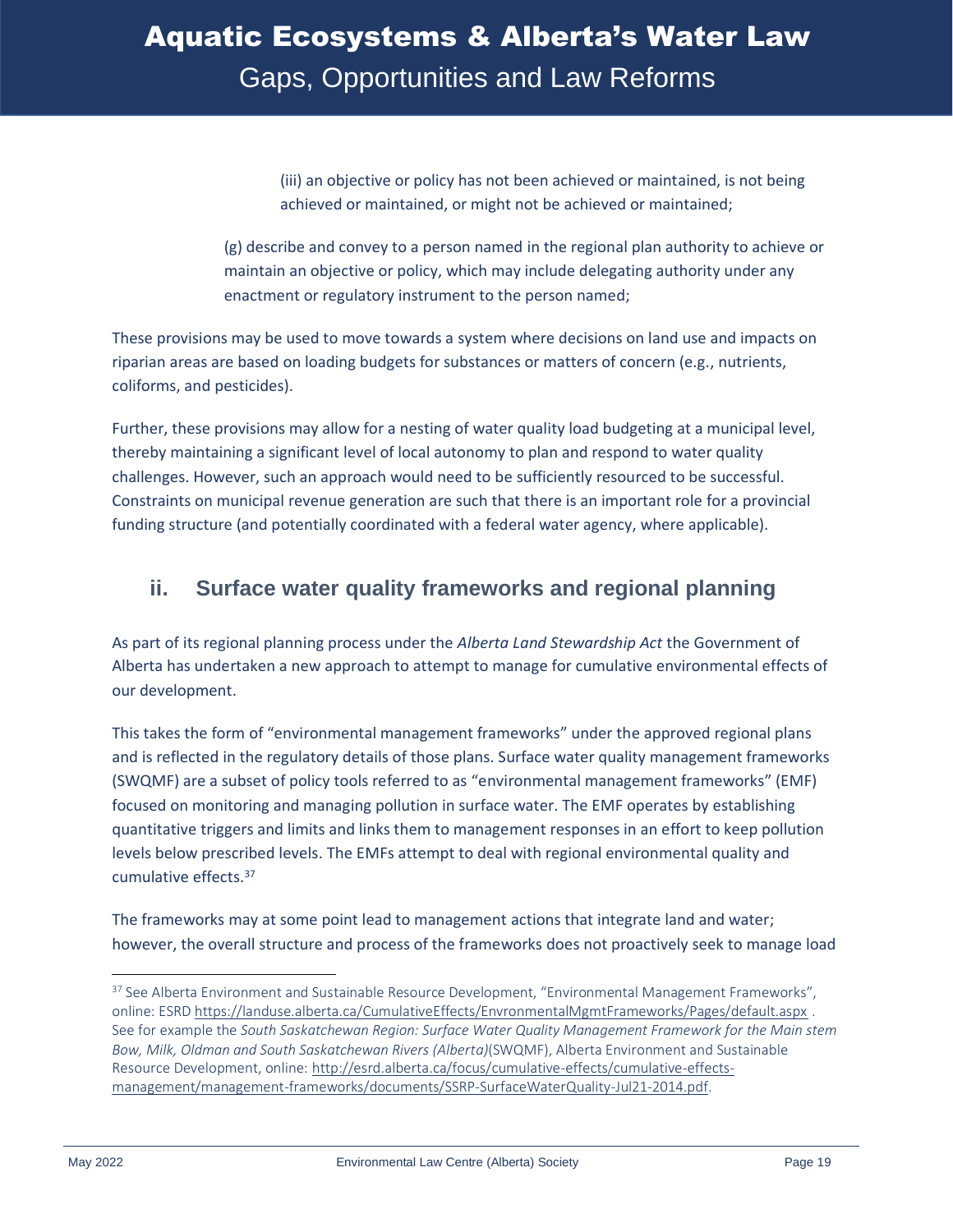(iii) an objective or policy has not been achieved or maintained, is not being achieved or maintained, or might not be achieved or maintained;

(g) describe and convey to a person named in the regional plan authority to achieve or maintain an objective or policy, which may include delegating authority under any enactment or regulatory instrument to the person named;

These provisions may be used to move towards a system where decisions on land use and impacts on riparian areas are based on loading budgets for substances or matters of concern (e.g., nutrients, coliforms, and pesticides).

Further, these provisions may allow for a nesting of water quality load budgeting at a municipal level, thereby maintaining a significant level of local autonomy to plan and respond to water quality challenges. However, such an approach would need to be sufficiently resourced to be successful. Constraints on municipal revenue generation are such that there is an important role for a provincial funding structure (and potentially coordinated with a federal water agency, where applicable).

## ii. Surface water quality frameworks and regional planning

As part of its regional planning process under the *Alberta Land Stewardship Act* the Government of Alberta has undertaken a new approach to attempt to manage for cumulative environmental effects of our development.

This takes the form of "environmental management frameworks" under the approved regional plans and is reflected in the regulatory details of those plans. Surface water quality management frameworks (SWQMF) are a subset of policy tools referred to as "environmental management frameworks" (EMF) focused on monitoring and managing pollution in surface water. The EMF operates by establishing quantitative triggers and limits and links them to management responses in an effort to keep pollution levels below prescribed levels. The EMFs attempt to deal with regional environmental quality and cumulative effects.[37]

The frameworks may at some point lead to management actions that integrate land and water; however, the overall structure and process of the frameworks does not proactively seek to manage load

---

[37] See Alberta Environment and Sustainable Resource Development, "Environmental Management Frameworks", online: ESRD https://landuse.alberta.ca/CumulativeEffects/EnvronmentalMgmtFrameworks/Pages/default.aspx . See for example the *South Saskatchewan Region: Surface Water Quality Management Framework for the Main stem Bow, Milk, Oldman and South Saskatchewan Rivers (Alberta)*(SWQMF), Alberta Environment and Sustainable Resource Development, online: http://esrd.alberta.ca/focus/cumulative-effects/cumulative-effects-management/management-frameworks/documents/SSRP-SurfaceWaterQuality-Jul21-2014.pdf.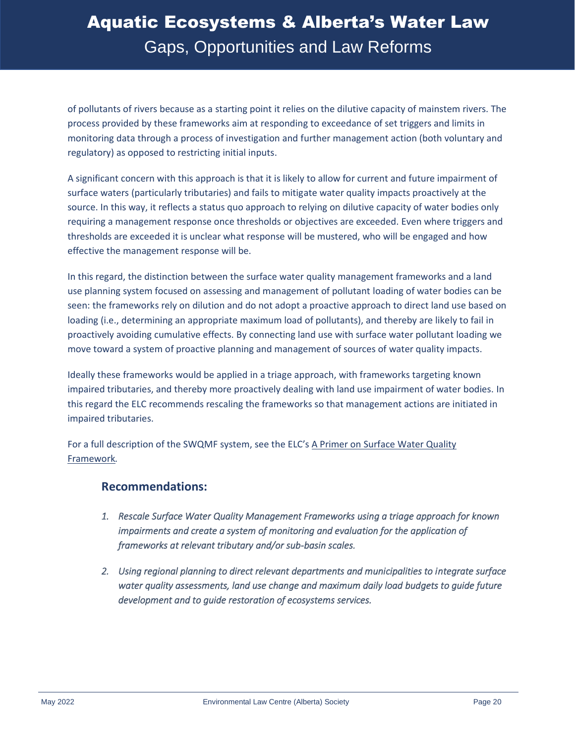of pollutants of rivers because as a starting point it relies on the dilutive capacity of mainstem rivers. The process provided by these frameworks aim at responding to exceedance of set triggers and limits in monitoring data through a process of investigation and further management action (both voluntary and regulatory) as opposed to restricting initial inputs.

A significant concern with this approach is that it is likely to allow for current and future impairment of surface waters (particularly tributaries) and fails to mitigate water quality impacts proactively at the source. In this way, it reflects a status quo approach to relying on dilutive capacity of water bodies only requiring a management response once thresholds or objectives are exceeded. Even where triggers and thresholds are exceeded it is unclear what response will be mustered, who will be engaged and how effective the management response will be.

In this regard, the distinction between the surface water quality management frameworks and a land use planning system focused on assessing and management of pollutant loading of water bodies can be seen: the frameworks rely on dilution and do not adopt a proactive approach to direct land use based on loading (i.e., determining an appropriate maximum load of pollutants), and thereby are likely to fail in proactively avoiding cumulative effects. By connecting land use with surface water pollutant loading we move toward a system of proactive planning and management of sources of water quality impacts.

Ideally these frameworks would be applied in a triage approach, with frameworks targeting known impaired tributaries, and thereby more proactively dealing with land use impairment of water bodies. In this regard the ELC recommends rescaling the frameworks so that management actions are initiated in impaired tributaries.

For a full description of the SWQMF system, see the ELC's A Primer on Surface Water Quality Framework*.*

## Recommendations:

1. *Rescale Surface Water Quality Management Frameworks using a triage approach for known impairments and create a system of monitoring and evaluation for the application of frameworks at relevant tributary and/or sub-basin scales.*
2. *Using regional planning to direct relevant departments and municipalities to integrate surface water quality assessments, land use change and maximum daily load budgets to guide future development and to guide restoration of ecosystems services.*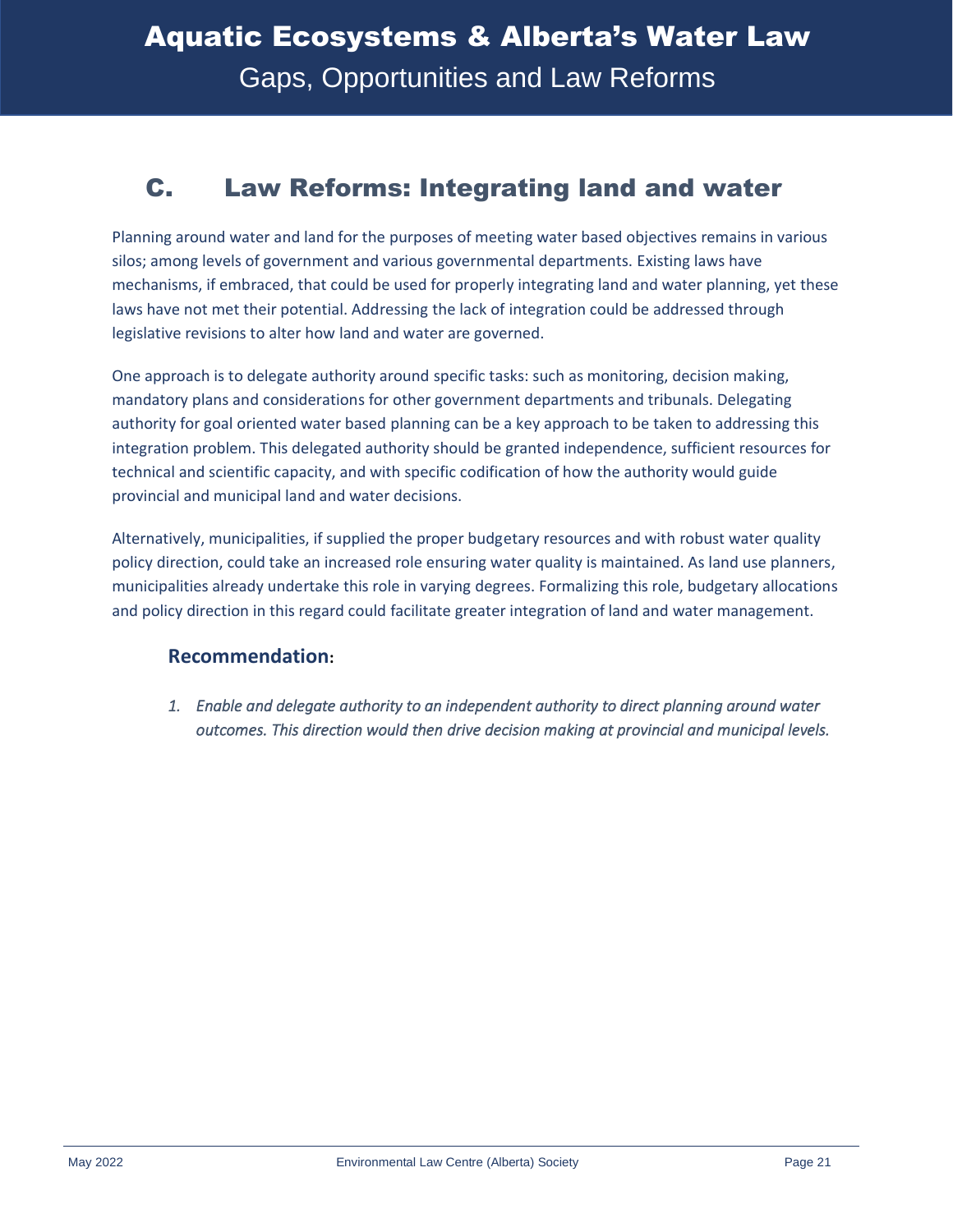## C. Law Reforms: Integrating land and water

Planning around water and land for the purposes of meeting water based objectives remains in various silos; among levels of government and various governmental departments. Existing laws have mechanisms, if embraced, that could be used for properly integrating land and water planning, yet these laws have not met their potential. Addressing the lack of integration could be addressed through legislative revisions to alter how land and water are governed.

One approach is to delegate authority around specific tasks: such as monitoring, decision making, mandatory plans and considerations for other government departments and tribunals. Delegating authority for goal oriented water based planning can be a key approach to be taken to addressing this integration problem. This delegated authority should be granted independence, sufficient resources for technical and scientific capacity, and with specific codification of how the authority would guide provincial and municipal land and water decisions.

Alternatively, municipalities, if supplied the proper budgetary resources and with robust water quality policy direction, could take an increased role ensuring water quality is maintained. As land use planners, municipalities already undertake this role in varying degrees. Formalizing this role, budgetary allocations and policy direction in this regard could facilitate greater integration of land and water management.

### Recommendation:

1. *Enable and delegate authority to an independent authority to direct planning around water outcomes. This direction would then drive decision making at provincial and municipal levels.*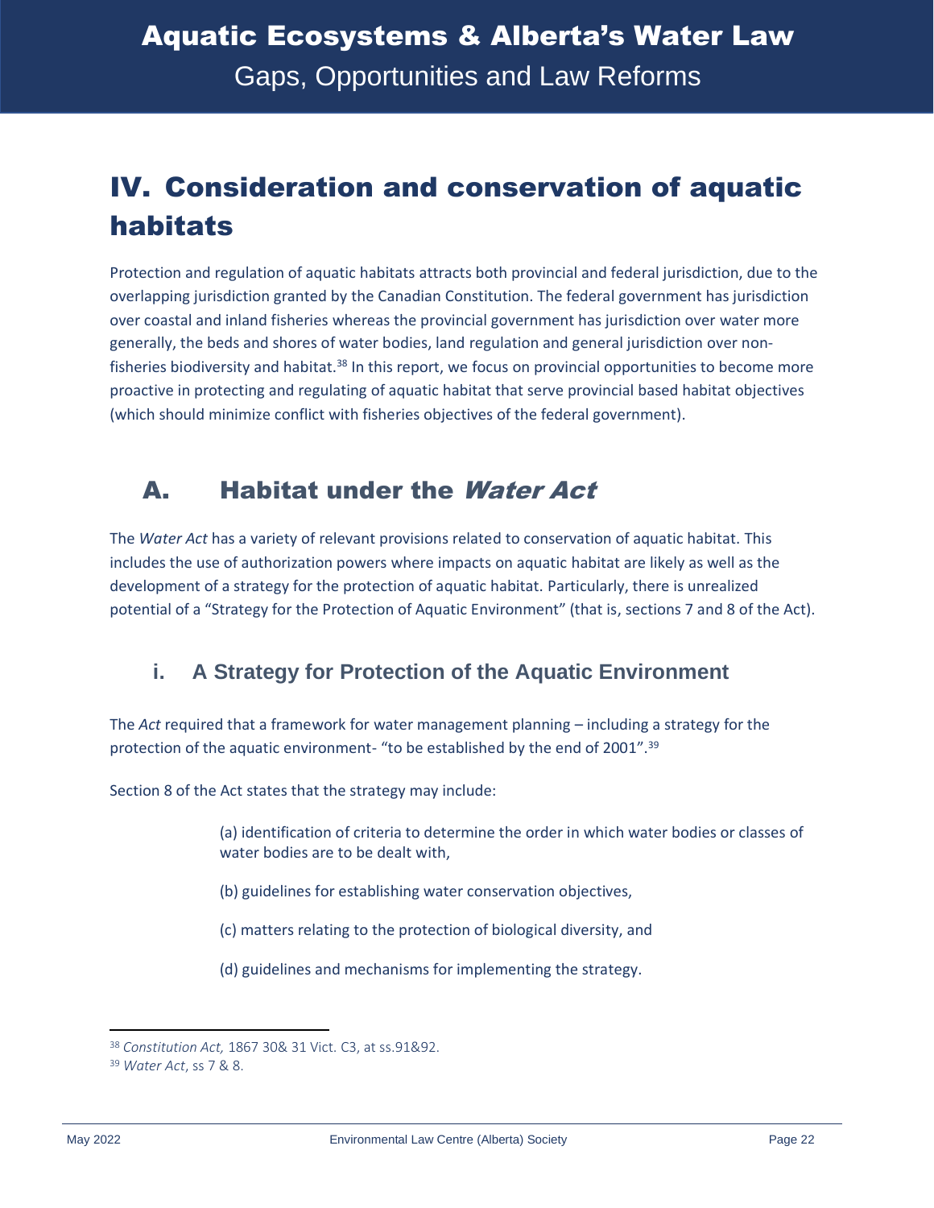# IV. Consideration and conservation of aquatic habitats

Protection and regulation of aquatic habitats attracts both provincial and federal jurisdiction, due to the overlapping jurisdiction granted by the Canadian Constitution. The federal government has jurisdiction over coastal and inland fisheries whereas the provincial government has jurisdiction over water more generally, the beds and shores of water bodies, land regulation and general jurisdiction over non-fisheries biodiversity and habitat.[38] In this report, we focus on provincial opportunities to become more proactive in protecting and regulating of aquatic habitat that serve provincial based habitat objectives (which should minimize conflict with fisheries objectives of the federal government).

## A. Habitat under the *Water Act*

The *Water Act* has a variety of relevant provisions related to conservation of aquatic habitat. This includes the use of authorization powers where impacts on aquatic habitat are likely as well as the development of a strategy for the protection of aquatic habitat. Particularly, there is unrealized potential of a "Strategy for the Protection of Aquatic Environment" (that is, sections 7 and 8 of the Act).

### i. A Strategy for Protection of the Aquatic Environment

The *Act* required that a framework for water management planning – including a strategy for the protection of the aquatic environment- "to be established by the end of 2001".[39]

Section 8 of the Act states that the strategy may include:

> (a) identification of criteria to determine the order in which water bodies or classes of water bodies are to be dealt with,
>
> (b) guidelines for establishing water conservation objectives,
>
> (c) matters relating to the protection of biological diversity, and
>
> (d) guidelines and mechanisms for implementing the strategy.

---

[38] *Constitution Act,* 1867 30& 31 Vict. C3, at ss.91&92.

[39] *Water Act*, ss 7 & 8.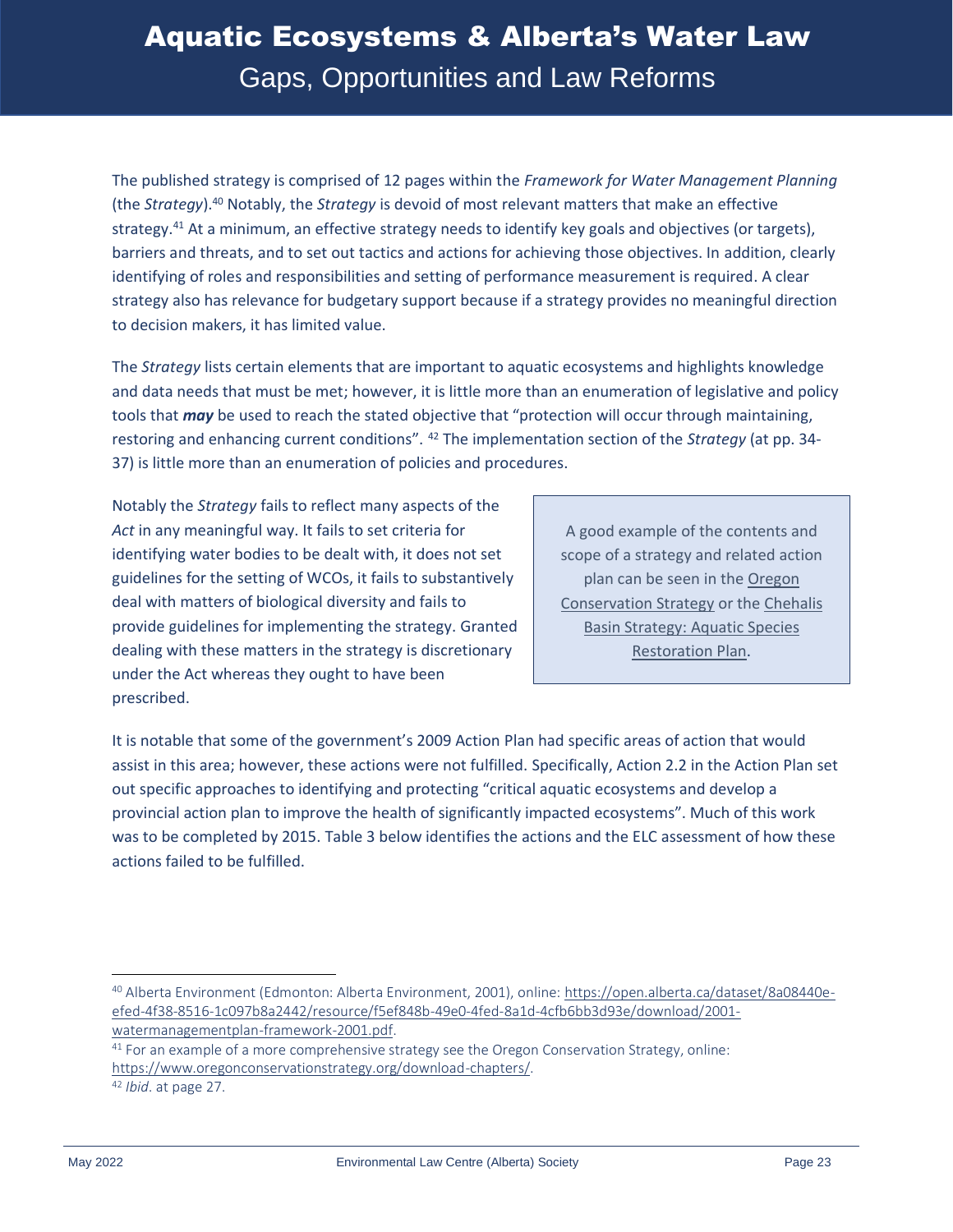The published strategy is comprised of 12 pages within the *Framework for Water Management Planning* (the *Strategy*).[40] Notably, the *Strategy* is devoid of most relevant matters that make an effective strategy.[41] At a minimum, an effective strategy needs to identify key goals and objectives (or targets), barriers and threats, and to set out tactics and actions for achieving those objectives. In addition, clearly identifying of roles and responsibilities and setting of performance measurement is required. A clear strategy also has relevance for budgetary support because if a strategy provides no meaningful direction to decision makers, it has limited value.

The *Strategy* lists certain elements that are important to aquatic ecosystems and highlights knowledge and data needs that must be met; however, it is little more than an enumeration of legislative and policy tools that ***may*** be used to reach the stated objective that "protection will occur through maintaining, restoring and enhancing current conditions".[42] The implementation section of the *Strategy* (at pp. 34-37) is little more than an enumeration of policies and procedures.

Notably the *Strategy* fails to reflect many aspects of the *Act* in any meaningful way. It fails to set criteria for identifying water bodies to be dealt with, it does not set guidelines for the setting of WCOs, it fails to substantively deal with matters of biological diversity and fails to provide guidelines for implementing the strategy. Granted dealing with these matters in the strategy is discretionary under the Act whereas they ought to have been prescribed.

> A good example of the contents and scope of a strategy and related action plan can be seen in the Oregon Conservation Strategy or the Chehalis Basin Strategy: Aquatic Species Restoration Plan.

It is notable that some of the government's 2009 Action Plan had specific areas of action that would assist in this area; however, these actions were not fulfilled. Specifically, Action 2.2 in the Action Plan set out specific approaches to identifying and protecting "critical aquatic ecosystems and develop a provincial action plan to improve the health of significantly impacted ecosystems". Much of this work was to be completed by 2015. Table 3 below identifies the actions and the ELC assessment of how these actions failed to be fulfilled.

---

[40] Alberta Environment (Edmonton: Alberta Environment, 2001), online: https://open.alberta.ca/dataset/8a08440e-efed-4f38-8516-1c097b8a2442/resource/f5ef848b-49e0-4fed-8a1d-4cfb6bb3d93e/download/2001-watermanagementplan-framework-2001.pdf.

[41] For an example of a more comprehensive strategy see the Oregon Conservation Strategy, online: https://www.oregonconservationstrategy.org/download-chapters/.

[42] *Ibid*. at page 27.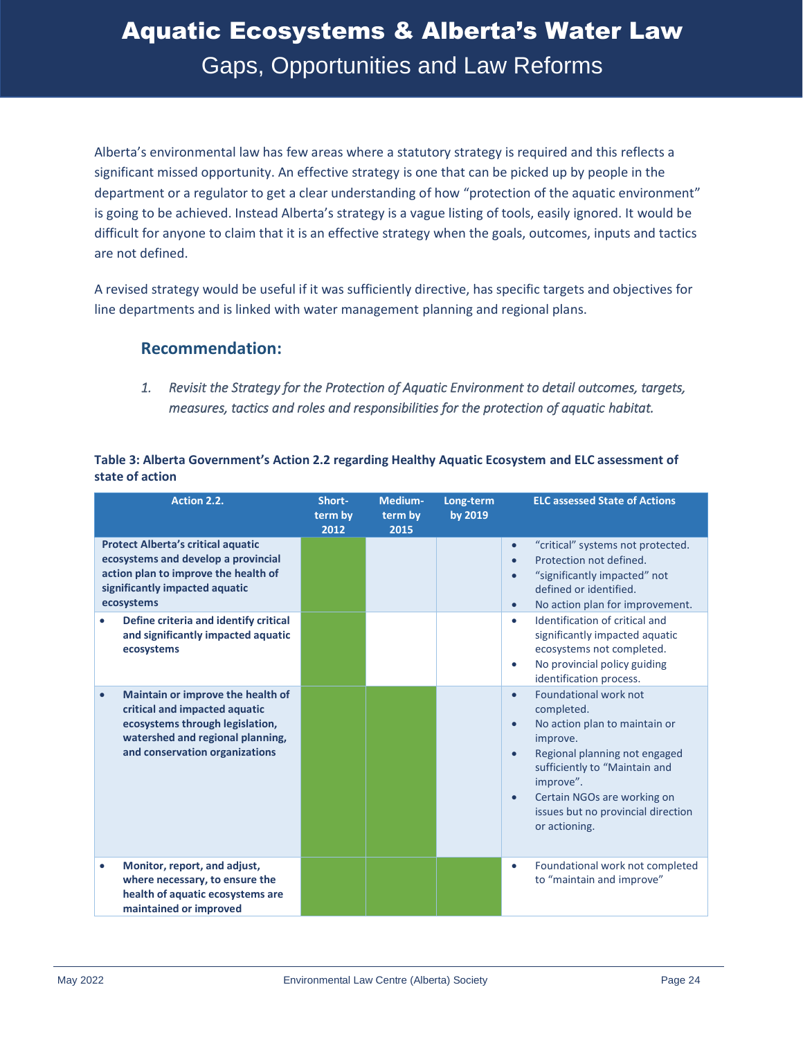Alberta's environmental law has few areas where a statutory strategy is required and this reflects a significant missed opportunity. An effective strategy is one that can be picked up by people in the department or a regulator to get a clear understanding of how "protection of the aquatic environment" is going to be achieved. Instead Alberta's strategy is a vague listing of tools, easily ignored. It would be difficult for anyone to claim that it is an effective strategy when the goals, outcomes, inputs and tactics are not defined.

A revised strategy would be useful if it was sufficiently directive, has specific targets and objectives for line departments and is linked with water management planning and regional plans.

### Recommendation:

1. *Revisit the Strategy for the Protection of Aquatic Environment to detail outcomes, targets, measures, tactics and roles and responsibilities for the protection of aquatic habitat.*

**Table 3: Alberta Government's Action 2.2 regarding Healthy Aquatic Ecosystem and ELC assessment of state of action**

| Action 2.2. | Short-term by 2012 | Medium-term by 2015 | Long-term by 2019 | ELC assessed State of Actions |
|---|---|---|---|---|
| **Protect Alberta's critical aquatic ecosystems and develop a provincial action plan to improve the health of significantly impacted aquatic ecosystems** | ■ | | | • "critical" systems not protected.<br>• Protection not defined.<br>• "significantly impacted" not defined or identified.<br>• No action plan for improvement. |
| • **Define criteria and identify critical and significantly impacted aquatic ecosystems** | ■ | | | • Identification of critical and significantly impacted aquatic ecosystems not completed.<br>• No provincial policy guiding identification process. |
| • **Maintain or improve the health of critical and impacted aquatic ecosystems through legislation, watershed and regional planning, and conservation organizations** | ■ | ■ | | • Foundational work not completed.<br>• No action plan to maintain or improve.<br>• Regional planning not engaged sufficiently to "Maintain and improve".<br>• Certain NGOs are working on issues but no provincial direction or actioning. |
| • **Monitor, report, and adjust, where necessary, to ensure the health of aquatic ecosystems are maintained or improved** | ■ | ■ | ■ | • Foundational work not completed to "maintain and improve" |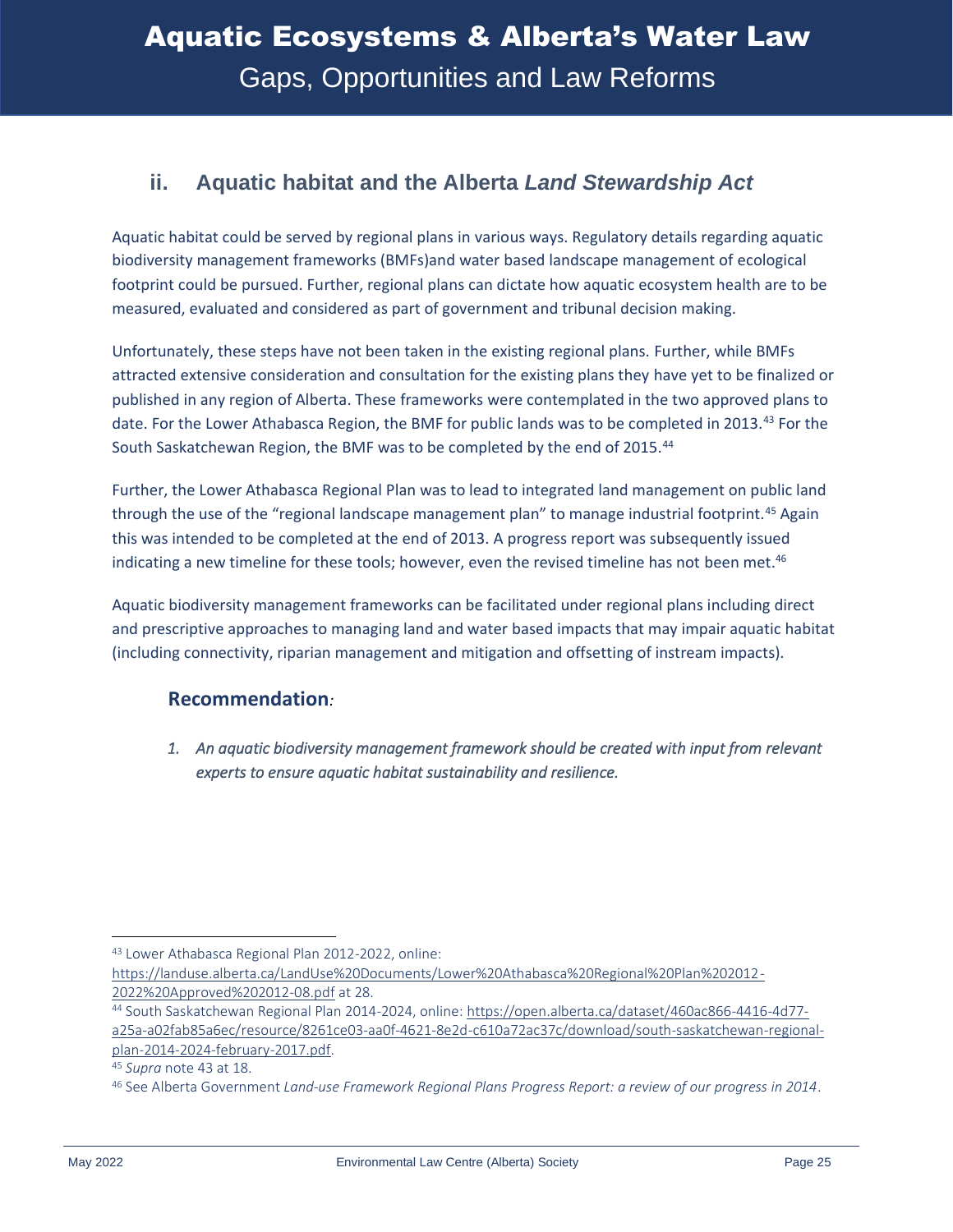## ii. Aquatic habitat and the Alberta *Land Stewardship Act*

Aquatic habitat could be served by regional plans in various ways. Regulatory details regarding aquatic biodiversity management frameworks (BMFs)and water based landscape management of ecological footprint could be pursued. Further, regional plans can dictate how aquatic ecosystem health are to be measured, evaluated and considered as part of government and tribunal decision making.

Unfortunately, these steps have not been taken in the existing regional plans. Further, while BMFs attracted extensive consideration and consultation for the existing plans they have yet to be finalized or published in any region of Alberta. These frameworks were contemplated in the two approved plans to date. For the Lower Athabasca Region, the BMF for public lands was to be completed in 2013.[43] For the South Saskatchewan Region, the BMF was to be completed by the end of 2015.[44]

Further, the Lower Athabasca Regional Plan was to lead to integrated land management on public land through the use of the "regional landscape management plan" to manage industrial footprint.[45] Again this was intended to be completed at the end of 2013. A progress report was subsequently issued indicating a new timeline for these tools; however, even the revised timeline has not been met.[46]

Aquatic biodiversity management frameworks can be facilitated under regional plans including direct and prescriptive approaches to managing land and water based impacts that may impair aquatic habitat (including connectivity, riparian management and mitigation and offsetting of instream impacts).

### **Recommendation***:*

1. *An aquatic biodiversity management framework should be created with input from relevant experts to ensure aquatic habitat sustainability and resilience.*

---

[43] Lower Athabasca Regional Plan 2012-2022, online: https://landuse.alberta.ca/LandUse%20Documents/Lower%20Athabasca%20Regional%20Plan%202012-2022%20Approved%202012-08.pdf at 28.

[44] South Saskatchewan Regional Plan 2014-2024, online: https://open.alberta.ca/dataset/460ac866-4416-4d77-a25a-a02fab85a6ec/resource/8261ce03-aa0f-4621-8e2d-c610a72ac37c/download/south-saskatchewan-regional-plan-2014-2024-february-2017.pdf.

[45] *Supra* note 43 at 18.

[46] See Alberta Government *Land-use Framework Regional Plans Progress Report: a review of our progress in 2014*.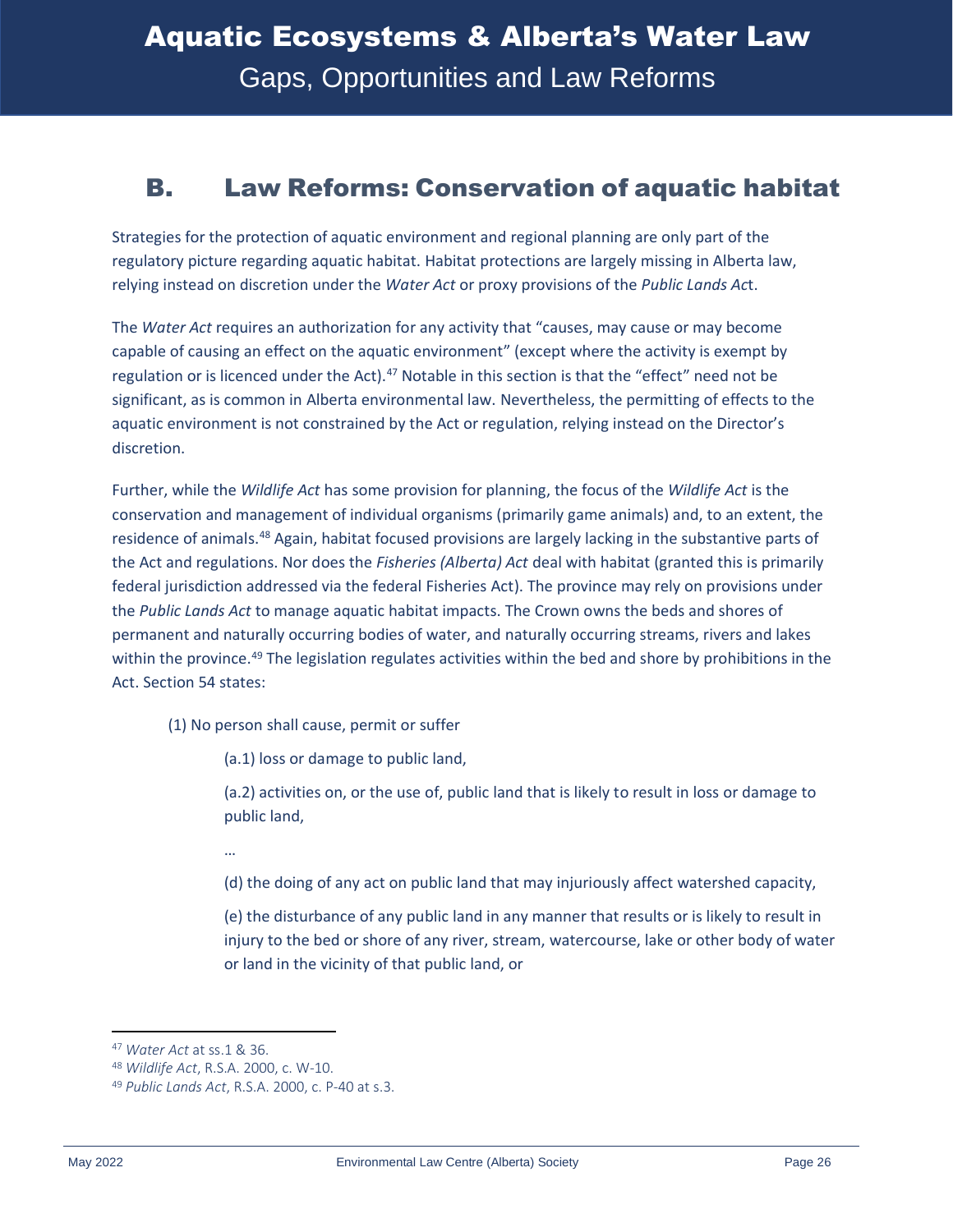## B. Law Reforms: Conservation of aquatic habitat

Strategies for the protection of aquatic environment and regional planning are only part of the regulatory picture regarding aquatic habitat. Habitat protections are largely missing in Alberta law, relying instead on discretion under the *Water Act* or proxy provisions of the *Public Lands Ac*t.

The *Water Act* requires an authorization for any activity that "causes, may cause or may become capable of causing an effect on the aquatic environment" (except where the activity is exempt by regulation or is licenced under the Act).[47] Notable in this section is that the "effect" need not be significant, as is common in Alberta environmental law. Nevertheless, the permitting of effects to the aquatic environment is not constrained by the Act or regulation, relying instead on the Director's discretion.

Further, while the *Wildlife Act* has some provision for planning, the focus of the *Wildlife Act* is the conservation and management of individual organisms (primarily game animals) and, to an extent, the residence of animals.[48] Again, habitat focused provisions are largely lacking in the substantive parts of the Act and regulations. Nor does the *Fisheries (Alberta) Act* deal with habitat (granted this is primarily federal jurisdiction addressed via the federal Fisheries Act). The province may rely on provisions under the *Public Lands Act* to manage aquatic habitat impacts. The Crown owns the beds and shores of permanent and naturally occurring bodies of water, and naturally occurring streams, rivers and lakes within the province.[49] The legislation regulates activities within the bed and shore by prohibitions in the Act. Section 54 states:

> (1) No person shall cause, permit or suffer
>
> > (a.1) loss or damage to public land,
> >
> > (a.2) activities on, or the use of, public land that is likely to result in loss or damage to public land,
> >
> > …
> >
> > (d) the doing of any act on public land that may injuriously affect watershed capacity,
> >
> > (e) the disturbance of any public land in any manner that results or is likely to result in injury to the bed or shore of any river, stream, watercourse, lake or other body of water or land in the vicinity of that public land, or

---

[47] *Water Act* at ss.1 & 36.

[48] *Wildlife Act*, R.S.A. 2000, c. W-10.

[49] *Public Lands Act*, R.S.A. 2000, c. P-40 at s.3.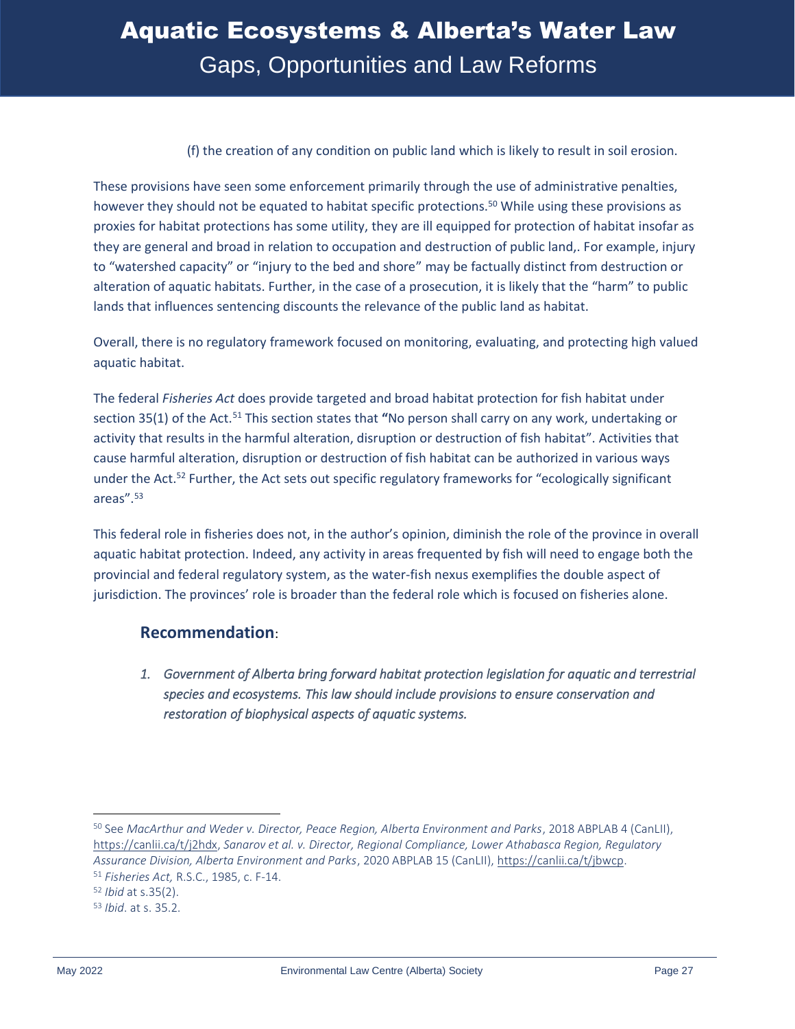(f) the creation of any condition on public land which is likely to result in soil erosion.

These provisions have seen some enforcement primarily through the use of administrative penalties, however they should not be equated to habitat specific protections.[50] While using these provisions as proxies for habitat protections has some utility, they are ill equipped for protection of habitat insofar as they are general and broad in relation to occupation and destruction of public land,. For example, injury to "watershed capacity" or "injury to the bed and shore" may be factually distinct from destruction or alteration of aquatic habitats. Further, in the case of a prosecution, it is likely that the "harm" to public lands that influences sentencing discounts the relevance of the public land as habitat.

Overall, there is no regulatory framework focused on monitoring, evaluating, and protecting high valued aquatic habitat.

The federal *Fisheries Act* does provide targeted and broad habitat protection for fish habitat under section 35(1) of the Act.[51] This section states that **"**No person shall carry on any work, undertaking or activity that results in the harmful alteration, disruption or destruction of fish habitat". Activities that cause harmful alteration, disruption or destruction of fish habitat can be authorized in various ways under the Act.[52] Further, the Act sets out specific regulatory frameworks for "ecologically significant areas".[53]

This federal role in fisheries does not, in the author's opinion, diminish the role of the province in overall aquatic habitat protection. Indeed, any activity in areas frequented by fish will need to engage both the provincial and federal regulatory system, as the water-fish nexus exemplifies the double aspect of jurisdiction. The provinces' role is broader than the federal role which is focused on fisheries alone.

### **Recommendation**:

1. *Government of Alberta bring forward habitat protection legislation for aquatic and terrestrial species and ecosystems. This law should include provisions to ensure conservation and restoration of biophysical aspects of aquatic systems.*

---

[50] See *MacArthur and Weder v. Director, Peace Region, Alberta Environment and Parks*, 2018 ABPLAB 4 (CanLII), https://canlii.ca/t/j2hdx, *Sanarov et al. v. Director, Regional Compliance, Lower Athabasca Region, Regulatory Assurance Division, Alberta Environment and Parks*, 2020 ABPLAB 15 (CanLII), https://canlii.ca/t/jbwcp.

[51] *Fisheries Act,* R.S.C., 1985, c. F-14.

[52] *Ibid* at s.35(2).

[53] *Ibid*. at s. 35.2.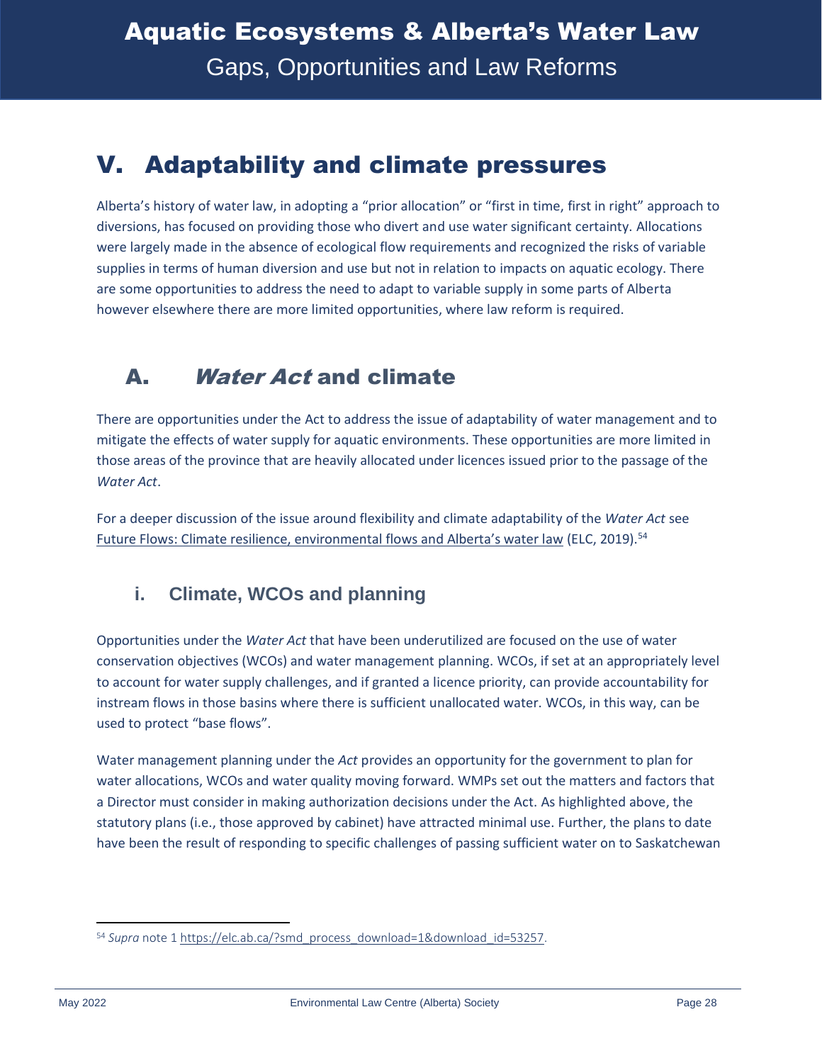# V. Adaptability and climate pressures

Alberta's history of water law, in adopting a "prior allocation" or "first in time, first in right" approach to diversions, has focused on providing those who divert and use water significant certainty. Allocations were largely made in the absence of ecological flow requirements and recognized the risks of variable supplies in terms of human diversion and use but not in relation to impacts on aquatic ecology. There are some opportunities to address the need to adapt to variable supply in some parts of Alberta however elsewhere there are more limited opportunities, where law reform is required.

## A. *Water Act* and climate

There are opportunities under the Act to address the issue of adaptability of water management and to mitigate the effects of water supply for aquatic environments. These opportunities are more limited in those areas of the province that are heavily allocated under licences issued prior to the passage of the *Water Act*.

For a deeper discussion of the issue around flexibility and climate adaptability of the *Water Act* see Future Flows: Climate resilience, environmental flows and Alberta's water law (ELC, 2019).[54]

### i. Climate, WCOs and planning

Opportunities under the *Water Act* that have been underutilized are focused on the use of water conservation objectives (WCOs) and water management planning. WCOs, if set at an appropriately level to account for water supply challenges, and if granted a licence priority, can provide accountability for instream flows in those basins where there is sufficient unallocated water. WCOs, in this way, can be used to protect "base flows".

Water management planning under the *Act* provides an opportunity for the government to plan for water allocations, WCOs and water quality moving forward. WMPs set out the matters and factors that a Director must consider in making authorization decisions under the Act. As highlighted above, the statutory plans (i.e., those approved by cabinet) have attracted minimal use. Further, the plans to date have been the result of responding to specific challenges of passing sufficient water on to Saskatchewan

---

[54] *Supra* note 1 https://elc.ab.ca/?smd_process_download=1&download_id=53257.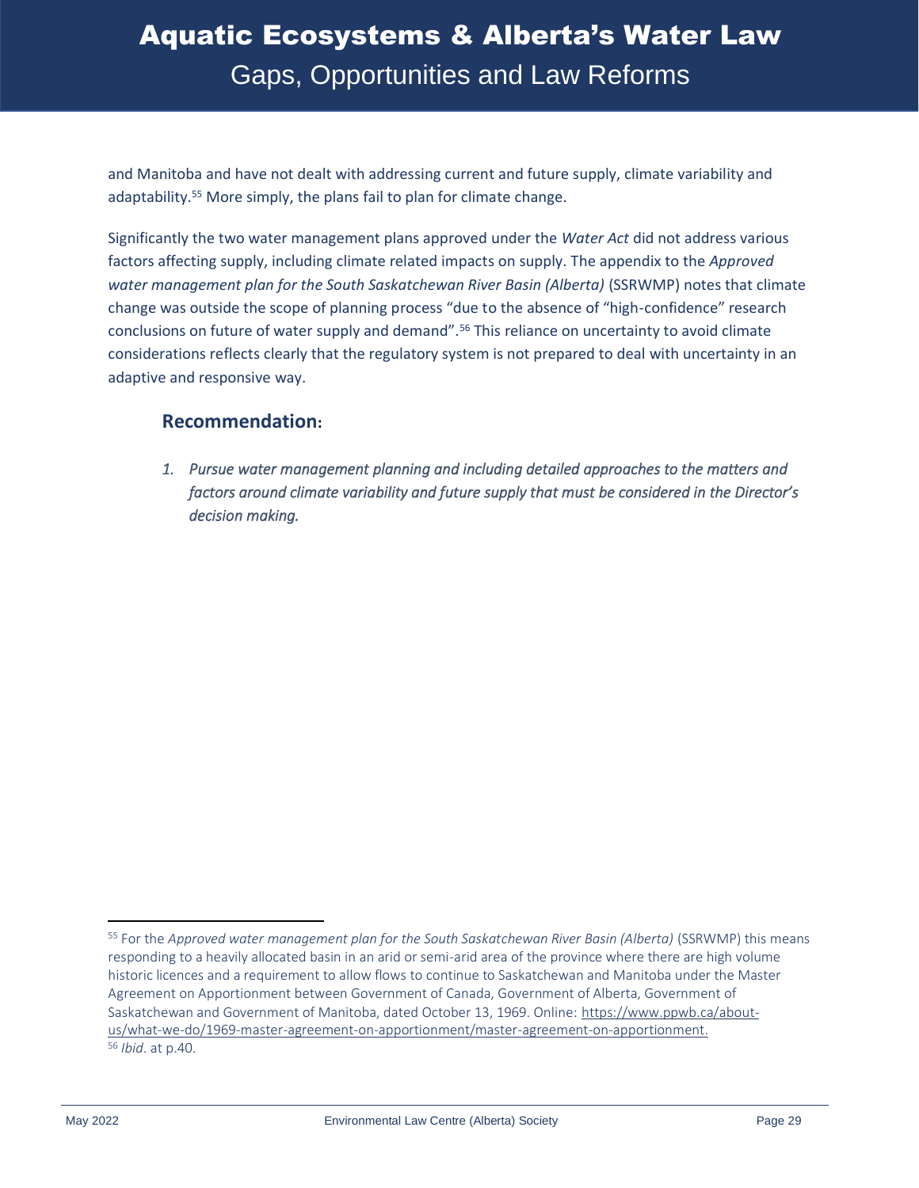and Manitoba and have not dealt with addressing current and future supply, climate variability and adaptability.[55] More simply, the plans fail to plan for climate change.

Significantly the two water management plans approved under the *Water Act* did not address various factors affecting supply, including climate related impacts on supply. The appendix to the *Approved water management plan for the South Saskatchewan River Basin (Alberta)* (SSRWMP) notes that climate change was outside the scope of planning process "due to the absence of "high-confidence" research conclusions on future of water supply and demand".[56] This reliance on uncertainty to avoid climate considerations reflects clearly that the regulatory system is not prepared to deal with uncertainty in an adaptive and responsive way.

### Recommendation:

1. *Pursue water management planning and including detailed approaches to the matters and factors around climate variability and future supply that must be considered in the Director's decision making.*

---

[55] For the *Approved water management plan for the South Saskatchewan River Basin (Alberta)* (SSRWMP) this means responding to a heavily allocated basin in an arid or semi-arid area of the province where there are high volume historic licences and a requirement to allow flows to continue to Saskatchewan and Manitoba under the Master Agreement on Apportionment between Government of Canada, Government of Alberta, Government of Saskatchewan and Government of Manitoba, dated October 13, 1969. Online: https://www.ppwb.ca/about-us/what-we-do/1969-master-agreement-on-apportionment/master-agreement-on-apportionment.

[56] *Ibid*. at p.40.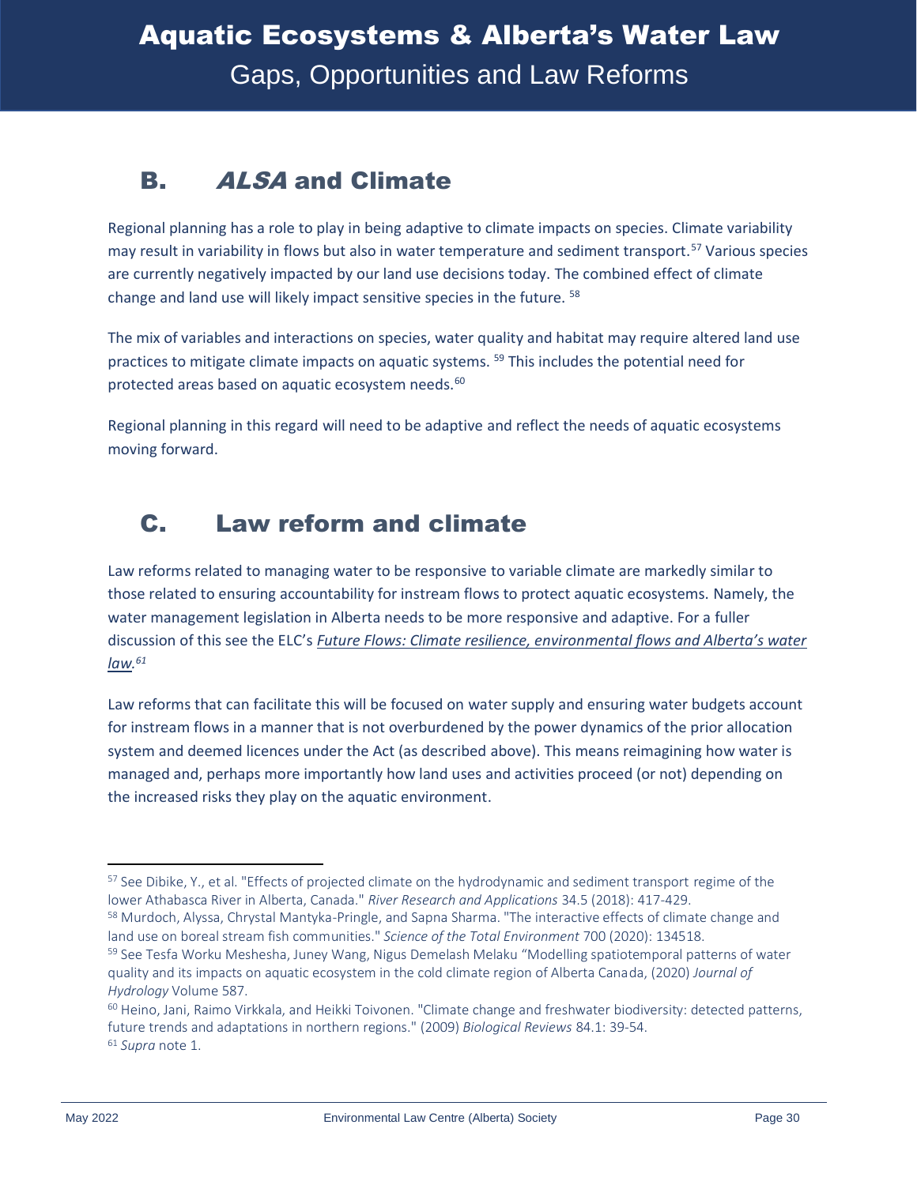## B. *ALSA* and Climate

Regional planning has a role to play in being adaptive to climate impacts on species. Climate variability may result in variability in flows but also in water temperature and sediment transport.[57] Various species are currently negatively impacted by our land use decisions today. The combined effect of climate change and land use will likely impact sensitive species in the future. [58]

The mix of variables and interactions on species, water quality and habitat may require altered land use practices to mitigate climate impacts on aquatic systems. [59] This includes the potential need for protected areas based on aquatic ecosystem needs.[60]

Regional planning in this regard will need to be adaptive and reflect the needs of aquatic ecosystems moving forward.

## C. Law reform and climate

Law reforms related to managing water to be responsive to variable climate are markedly similar to those related to ensuring accountability for instream flows to protect aquatic ecosystems. Namely, the water management legislation in Alberta needs to be more responsive and adaptive. For a fuller discussion of this see the ELC's *Future Flows: Climate resilience, environmental flows and Alberta's water law.*[61]

Law reforms that can facilitate this will be focused on water supply and ensuring water budgets account for instream flows in a manner that is not overburdened by the power dynamics of the prior allocation system and deemed licences under the Act (as described above). This means reimagining how water is managed and, perhaps more importantly how land uses and activities proceed (or not) depending on the increased risks they play on the aquatic environment.

---

[57] See Dibike, Y., et al. "Effects of projected climate on the hydrodynamic and sediment transport regime of the lower Athabasca River in Alberta, Canada." *River Research and Applications* 34.5 (2018): 417-429.

[58] Murdoch, Alyssa, Chrystal Mantyka-Pringle, and Sapna Sharma. "The interactive effects of climate change and land use on boreal stream fish communities." *Science of the Total Environment* 700 (2020): 134518.

[59] See Tesfa Worku Meshesha, Juney Wang, Nigus Demelash Melaku "Modelling spatiotemporal patterns of water quality and its impacts on aquatic ecosystem in the cold climate region of Alberta Canada, (2020) *Journal of Hydrology* Volume 587.

[60] Heino, Jani, Raimo Virkkala, and Heikki Toivonen. "Climate change and freshwater biodiversity: detected patterns, future trends and adaptations in northern regions." (2009) *Biological Reviews* 84.1: 39-54.

[61] *Supra* note 1.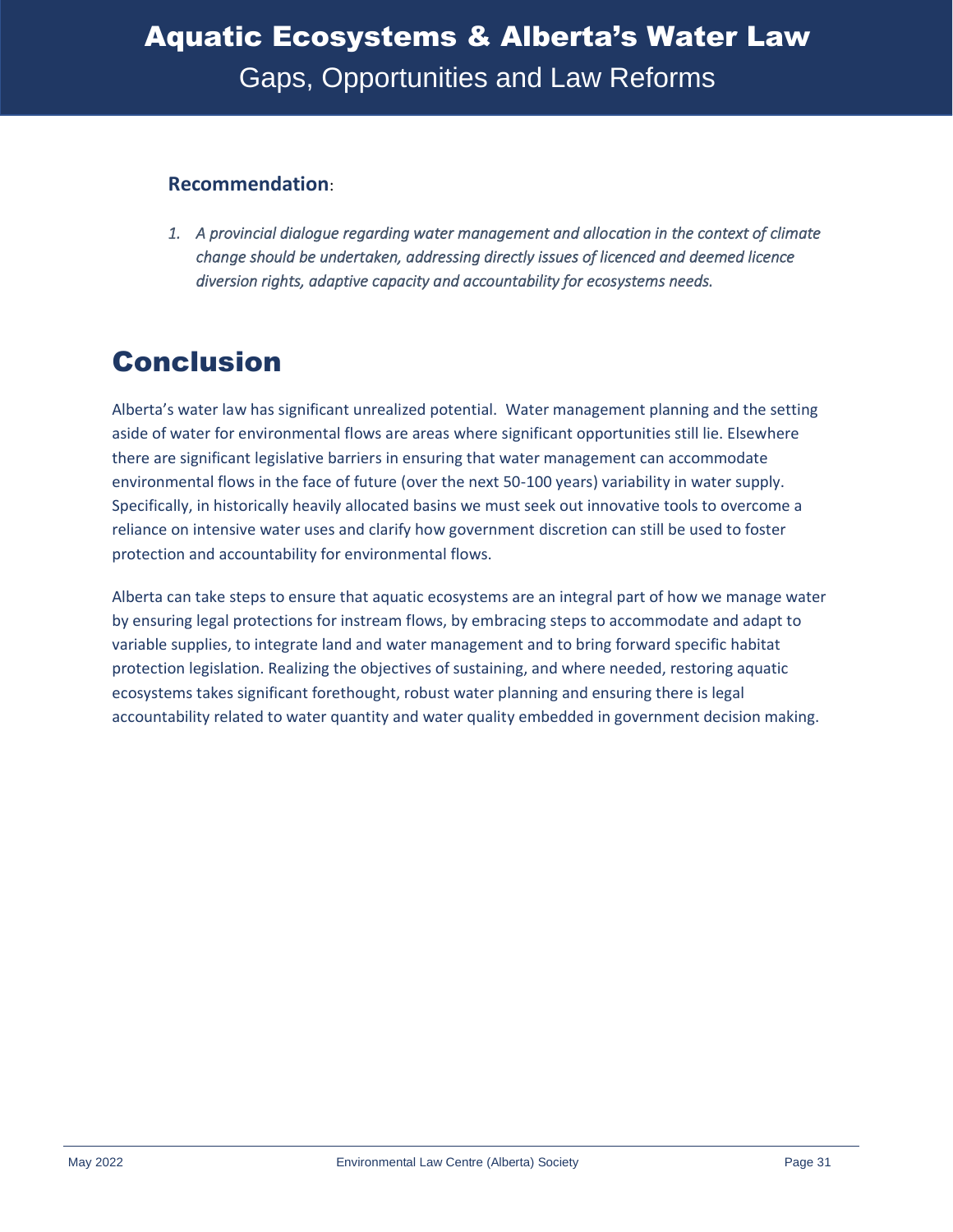**Recommendation**:

1. *A provincial dialogue regarding water management and allocation in the context of climate change should be undertaken, addressing directly issues of licenced and deemed licence diversion rights, adaptive capacity and accountability for ecosystems needs.*

# Conclusion

Alberta's water law has significant unrealized potential. Water management planning and the setting aside of water for environmental flows are areas where significant opportunities still lie. Elsewhere there are significant legislative barriers in ensuring that water management can accommodate environmental flows in the face of future (over the next 50-100 years) variability in water supply. Specifically, in historically heavily allocated basins we must seek out innovative tools to overcome a reliance on intensive water uses and clarify how government discretion can still be used to foster protection and accountability for environmental flows.

Alberta can take steps to ensure that aquatic ecosystems are an integral part of how we manage water by ensuring legal protections for instream flows, by embracing steps to accommodate and adapt to variable supplies, to integrate land and water management and to bring forward specific habitat protection legislation. Realizing the objectives of sustaining, and where needed, restoring aquatic ecosystems takes significant forethought, robust water planning and ensuring there is legal accountability related to water quantity and water quality embedded in government decision making.